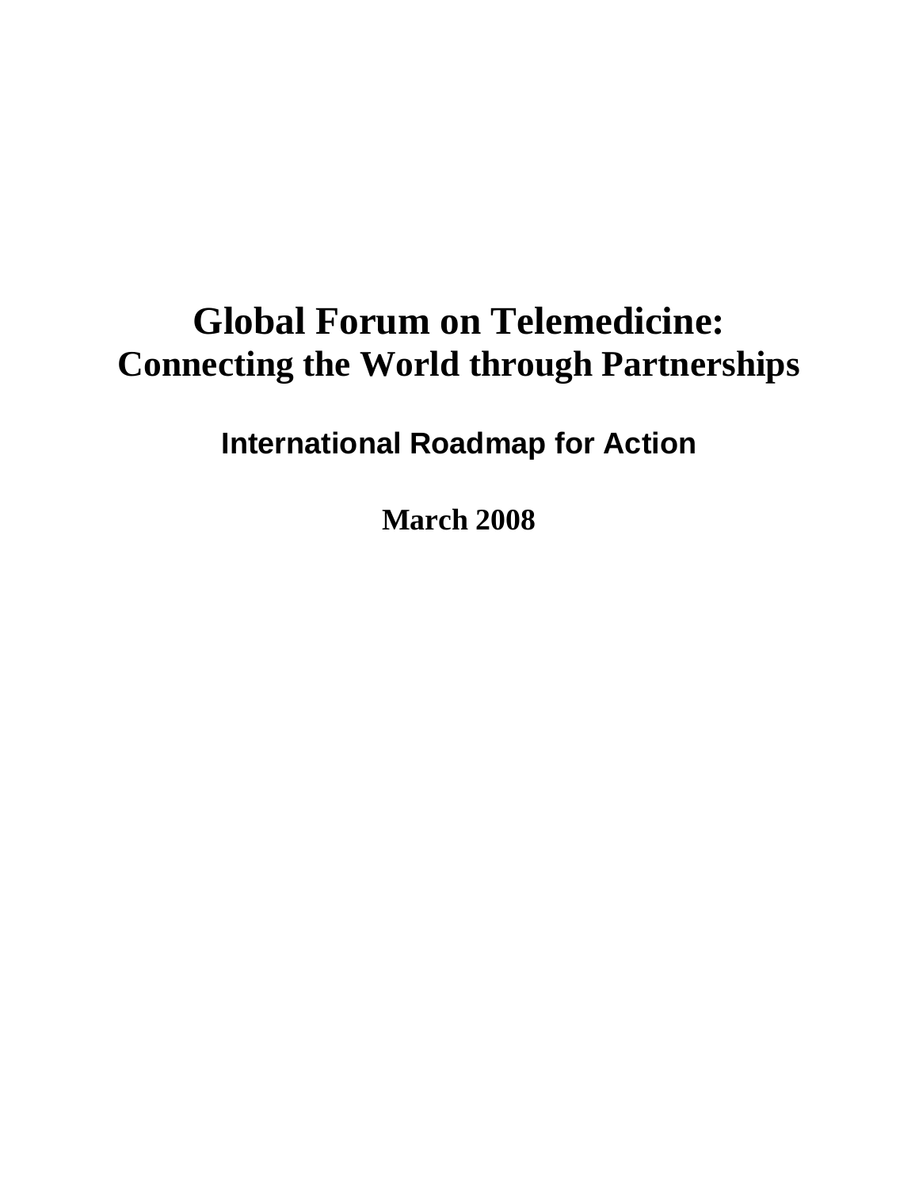# Global Forum on Telemedicine: Connecting the World through Partnerships

## International Roadmap for Action

**March 2008**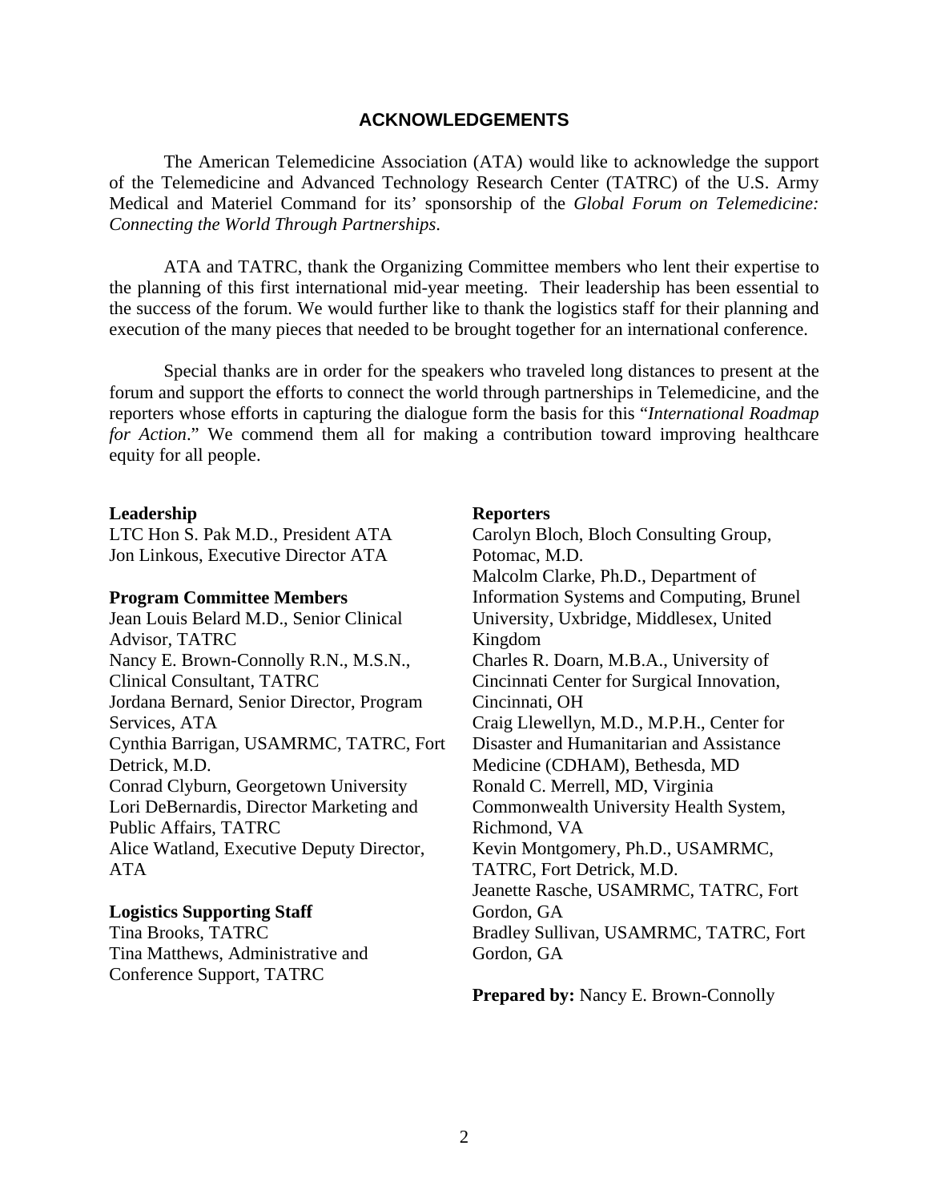## ACKNOWLEDGEMENTS

The American Telemedicine Association (ATA) would like to acknowledge the support of the Telemedicine and Advanced Technology Research Center (TATRC) of the U.S. Army Medical and Materiel Command for its' sponsorship of the *Global Forum on Telemedicine: Connecting the World Through Partnerships*.

ATA and TATRC, thank the Organizing Committee members who lent their expertise to the planning of this first international mid-year meeting. Their leadership has been essential to the success of the forum. We would further like to thank the logistics staff for their planning and execution of the many pieces that needed to be brought together for an international conference.

Special thanks are in order for the speakers who traveled long distances to present at the forum and support the efforts to connect the world through partnerships in Telemedicine, and the reporters whose efforts in capturing the dialogue form the basis for this "*International Roadmap for Action*." We commend them all for making a contribution toward improving healthcare equity for all people.

**Leadership**
LTC Hon S. Pak M.D., President ATA
Jon Linkous, Executive Director ATA

**Program Committee Members**
Jean Louis Belard M.D., Senior Clinical Advisor, TATRC
Nancy E. Brown-Connolly R.N., M.S.N., Clinical Consultant, TATRC
Jordana Bernard, Senior Director, Program Services, ATA
Cynthia Barrigan, USAMRMC, TATRC, Fort Detrick, M.D.
Conrad Clyburn, Georgetown University
Lori DeBernardis, Director Marketing and Public Affairs, TATRC
Alice Watland, Executive Deputy Director, ATA

**Logistics Supporting Staff**
Tina Brooks, TATRC
Tina Matthews, Administrative and Conference Support, TATRC

**Reporters**
Carolyn Bloch, Bloch Consulting Group, Potomac, M.D.
Malcolm Clarke, Ph.D., Department of Information Systems and Computing, Brunel University, Uxbridge, Middlesex, United Kingdom
Charles R. Doarn, M.B.A., University of Cincinnati Center for Surgical Innovation, Cincinnati, OH
Craig Llewellyn, M.D., M.P.H., Center for Disaster and Humanitarian and Assistance Medicine (CDHAM), Bethesda, MD
Ronald C. Merrell, MD, Virginia Commonwealth University Health System, Richmond, VA
Kevin Montgomery, Ph.D., USAMRMC, TATRC, Fort Detrick, M.D.
Jeanette Rasche, USAMRMC, TATRC, Fort Gordon, GA
Bradley Sullivan, USAMRMC, TATRC, Fort Gordon, GA

**Prepared by:** Nancy E. Brown-Connolly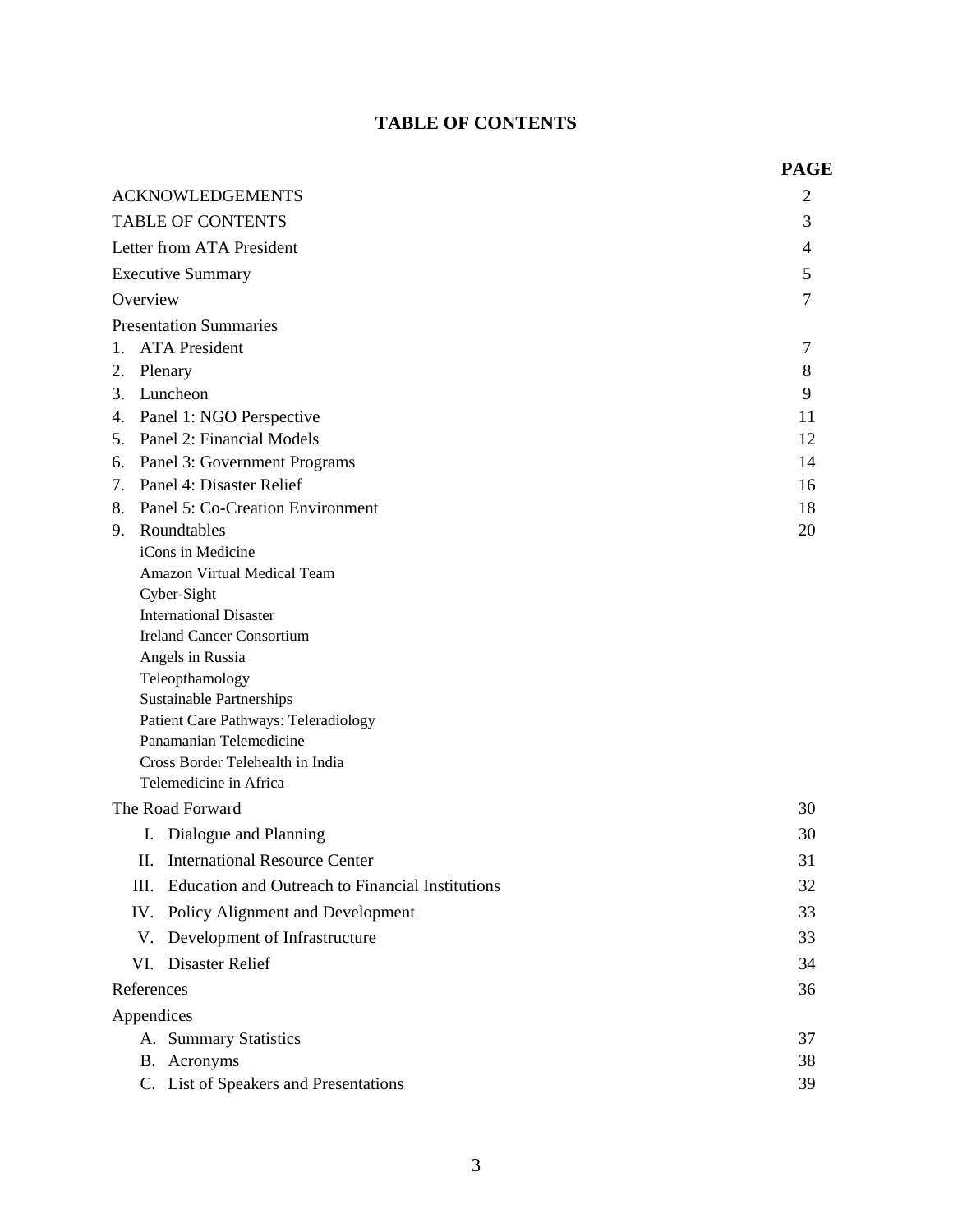# TABLE OF CONTENTS

| | PAGE |
|---|---|
| ACKNOWLEDGEMENTS | 2 |
| TABLE OF CONTENTS | 3 |
| Letter from ATA President | 4 |
| Executive Summary | 5 |
| Overview | 7 |
| Presentation Summaries | |
| 1. ATA President | 7 |
| 2. Plenary | 8 |
| 3. Luncheon | 9 |
| 4. Panel 1: NGO Perspective | 11 |
| 5. Panel 2: Financial Models | 12 |
| 6. Panel 3: Government Programs | 14 |
| 7. Panel 4: Disaster Relief | 16 |
| 8. Panel 5: Co-Creation Environment | 18 |
| 9. Roundtables | 20 |
| iCons in Medicine | |
| Amazon Virtual Medical Team | |
| Cyber-Sight | |
| International Disaster | |
| Ireland Cancer Consortium | |
| Angels in Russia | |
| Teleopthamology | |
| Sustainable Partnerships | |
| Patient Care Pathways: Teleradiology | |
| Panamanian Telemedicine | |
| Cross Border Telehealth in India | |
| Telemedicine in Africa | |
| The Road Forward | 30 |
| I. Dialogue and Planning | 30 |
| II. International Resource Center | 31 |
| III. Education and Outreach to Financial Institutions | 32 |
| IV. Policy Alignment and Development | 33 |
| V. Development of Infrastructure | 33 |
| VI. Disaster Relief | 34 |
| References | 36 |
| Appendices | |
| A. Summary Statistics | 37 |
| B. Acronyms | 38 |
| C. List of Speakers and Presentations | 39 |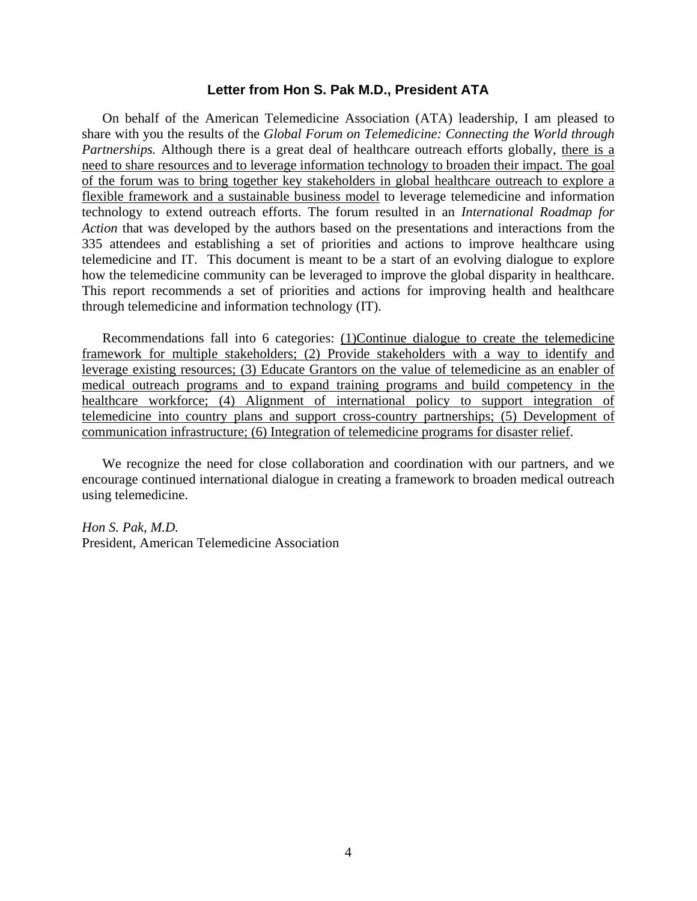## Letter from Hon S. Pak M.D., President ATA

On behalf of the American Telemedicine Association (ATA) leadership, I am pleased to share with you the results of the *Global Forum on Telemedicine: Connecting the World through Partnerships.* Although there is a great deal of healthcare outreach efforts globally, there is a need to share resources and to leverage information technology to broaden their impact. The goal of the forum was to bring together key stakeholders in global healthcare outreach to explore a flexible framework and a sustainable business model to leverage telemedicine and information technology to extend outreach efforts. The forum resulted in an *International Roadmap for Action* that was developed by the authors based on the presentations and interactions from the 335 attendees and establishing a set of priorities and actions to improve healthcare using telemedicine and IT. This document is meant to be a start of an evolving dialogue to explore how the telemedicine community can be leveraged to improve the global disparity in healthcare. This report recommends a set of priorities and actions for improving health and healthcare through telemedicine and information technology (IT).

Recommendations fall into 6 categories: (1)Continue dialogue to create the telemedicine framework for multiple stakeholders; (2) Provide stakeholders with a way to identify and leverage existing resources; (3) Educate Grantors on the value of telemedicine as an enabler of medical outreach programs and to expand training programs and build competency in the healthcare workforce; (4) Alignment of international policy to support integration of telemedicine into country plans and support cross-country partnerships; (5) Development of communication infrastructure; (6) Integration of telemedicine programs for disaster relief.

We recognize the need for close collaboration and coordination with our partners, and we encourage continued international dialogue in creating a framework to broaden medical outreach using telemedicine.

*Hon S. Pak, M.D.*
President, American Telemedicine Association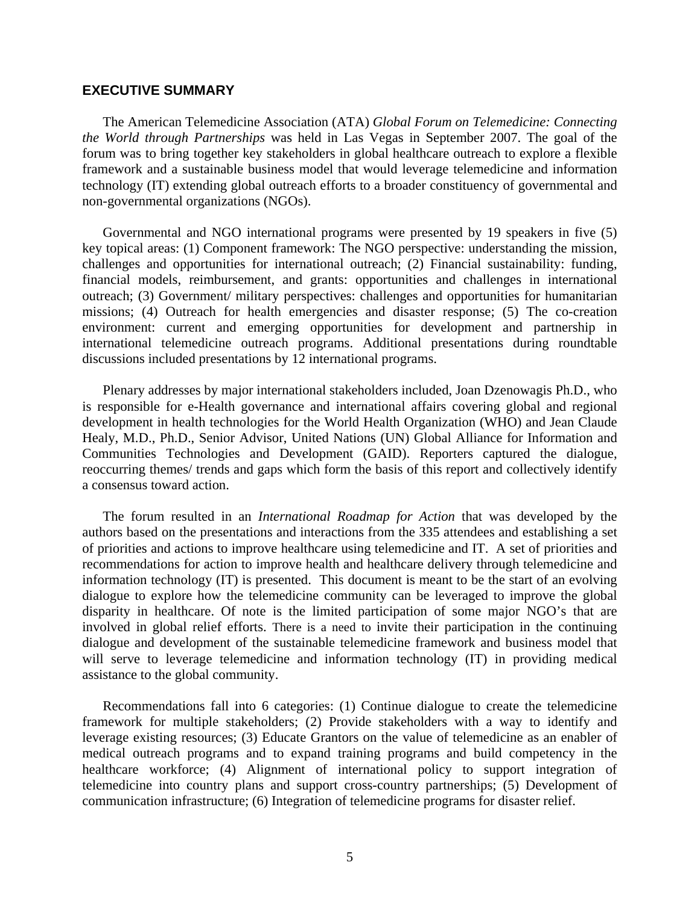## EXECUTIVE SUMMARY

The American Telemedicine Association (ATA) *Global Forum on Telemedicine: Connecting the World through Partnerships* was held in Las Vegas in September 2007. The goal of the forum was to bring together key stakeholders in global healthcare outreach to explore a flexible framework and a sustainable business model that would leverage telemedicine and information technology (IT) extending global outreach efforts to a broader constituency of governmental and non-governmental organizations (NGOs).

Governmental and NGO international programs were presented by 19 speakers in five (5) key topical areas: (1) Component framework: The NGO perspective: understanding the mission, challenges and opportunities for international outreach; (2) Financial sustainability: funding, financial models, reimbursement, and grants: opportunities and challenges in international outreach; (3) Government/ military perspectives: challenges and opportunities for humanitarian missions; (4) Outreach for health emergencies and disaster response; (5) The co-creation environment: current and emerging opportunities for development and partnership in international telemedicine outreach programs. Additional presentations during roundtable discussions included presentations by 12 international programs.

Plenary addresses by major international stakeholders included, Joan Dzenowagis Ph.D., who is responsible for e-Health governance and international affairs covering global and regional development in health technologies for the World Health Organization (WHO) and Jean Claude Healy, M.D., Ph.D., Senior Advisor, United Nations (UN) Global Alliance for Information and Communities Technologies and Development (GAID). Reporters captured the dialogue, reoccurring themes/ trends and gaps which form the basis of this report and collectively identify a consensus toward action.

The forum resulted in an *International Roadmap for Action* that was developed by the authors based on the presentations and interactions from the 335 attendees and establishing a set of priorities and actions to improve healthcare using telemedicine and IT. A set of priorities and recommendations for action to improve health and healthcare delivery through telemedicine and information technology (IT) is presented. This document is meant to be the start of an evolving dialogue to explore how the telemedicine community can be leveraged to improve the global disparity in healthcare. Of note is the limited participation of some major NGO's that are involved in global relief efforts. There is a need to invite their participation in the continuing dialogue and development of the sustainable telemedicine framework and business model that will serve to leverage telemedicine and information technology (IT) in providing medical assistance to the global community.

Recommendations fall into 6 categories: (1) Continue dialogue to create the telemedicine framework for multiple stakeholders; (2) Provide stakeholders with a way to identify and leverage existing resources; (3) Educate Grantors on the value of telemedicine as an enabler of medical outreach programs and to expand training programs and build competency in the healthcare workforce; (4) Alignment of international policy to support integration of telemedicine into country plans and support cross-country partnerships; (5) Development of communication infrastructure; (6) Integration of telemedicine programs for disaster relief.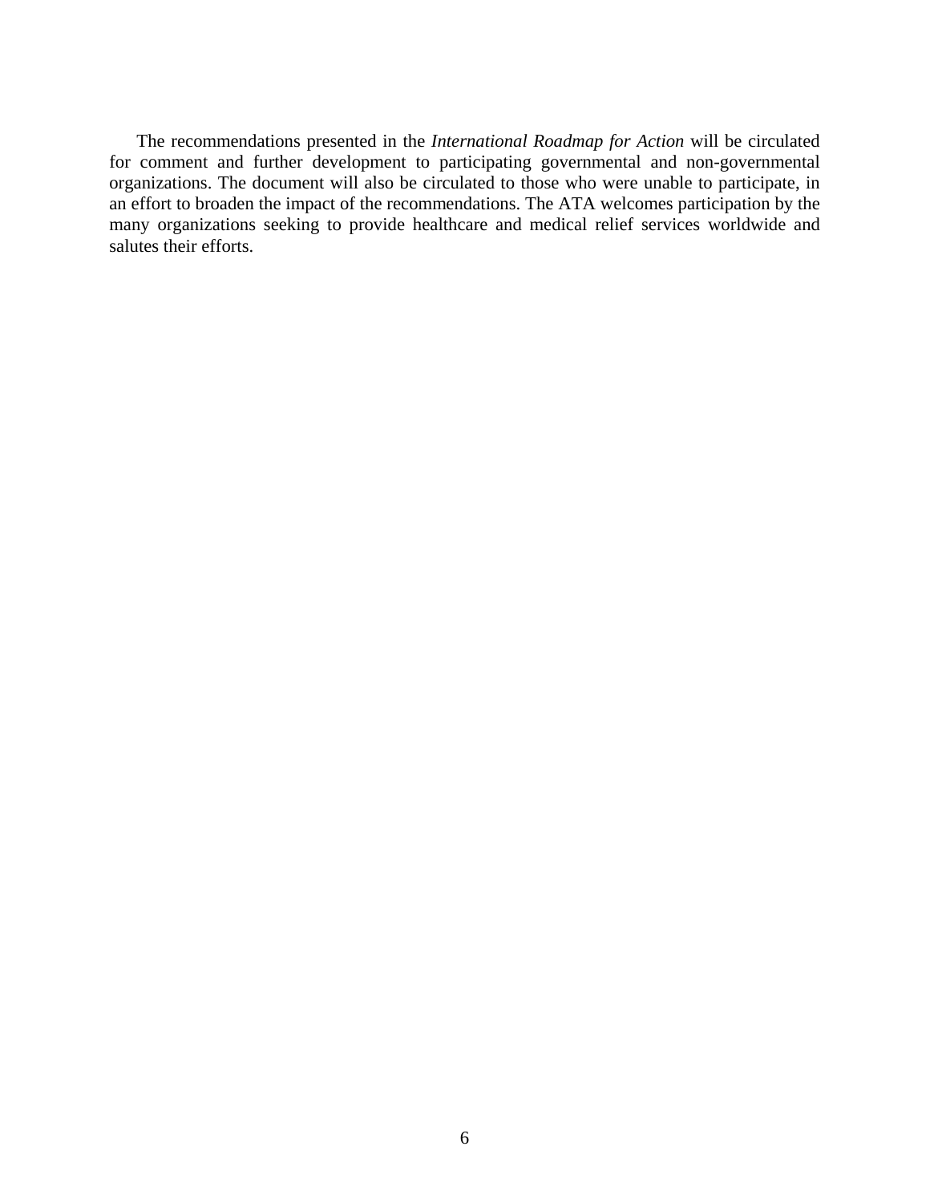The recommendations presented in the *International Roadmap for Action* will be circulated for comment and further development to participating governmental and non-governmental organizations. The document will also be circulated to those who were unable to participate, in an effort to broaden the impact of the recommendations. The ATA welcomes participation by the many organizations seeking to provide healthcare and medical relief services worldwide and salutes their efforts.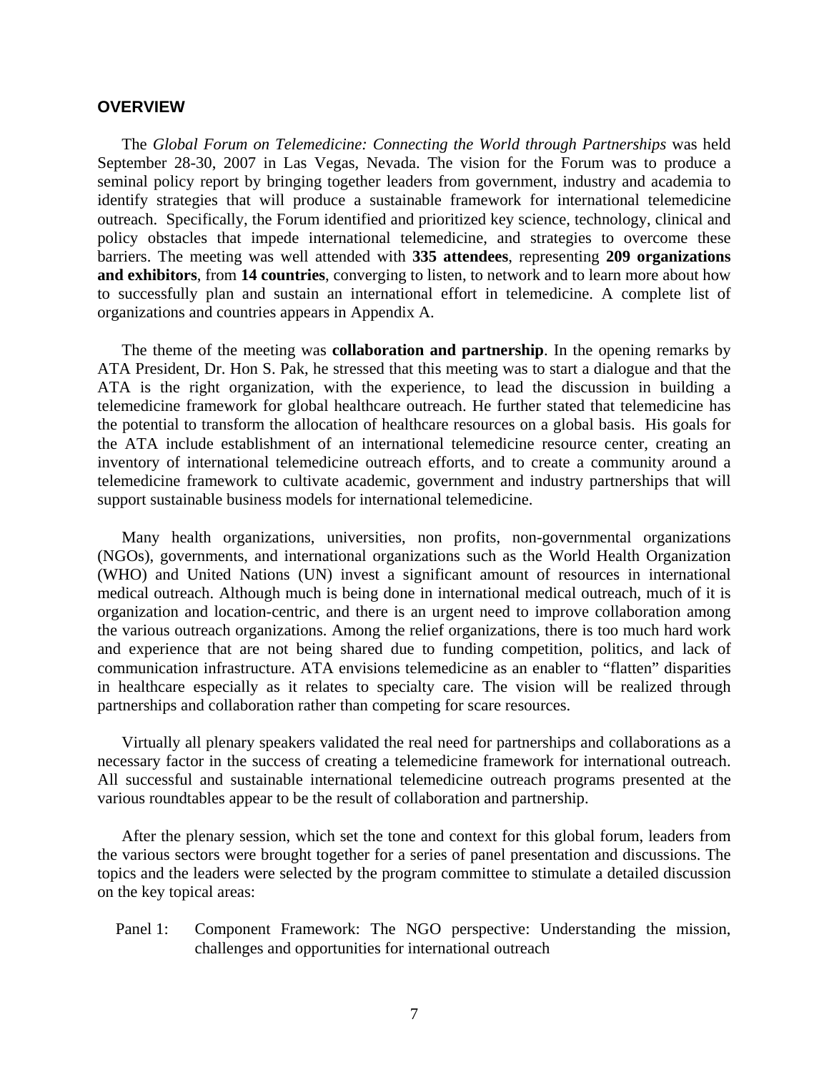## OVERVIEW

The *Global Forum on Telemedicine: Connecting the World through Partnerships* was held September 28-30, 2007 in Las Vegas, Nevada. The vision for the Forum was to produce a seminal policy report by bringing together leaders from government, industry and academia to identify strategies that will produce a sustainable framework for international telemedicine outreach. Specifically, the Forum identified and prioritized key science, technology, clinical and policy obstacles that impede international telemedicine, and strategies to overcome these barriers. The meeting was well attended with **335 attendees**, representing **209 organizations and exhibitors**, from **14 countries**, converging to listen, to network and to learn more about how to successfully plan and sustain an international effort in telemedicine. A complete list of organizations and countries appears in Appendix A.

The theme of the meeting was **collaboration and partnership**. In the opening remarks by ATA President, Dr. Hon S. Pak, he stressed that this meeting was to start a dialogue and that the ATA is the right organization, with the experience, to lead the discussion in building a telemedicine framework for global healthcare outreach. He further stated that telemedicine has the potential to transform the allocation of healthcare resources on a global basis. His goals for the ATA include establishment of an international telemedicine resource center, creating an inventory of international telemedicine outreach efforts, and to create a community around a telemedicine framework to cultivate academic, government and industry partnerships that will support sustainable business models for international telemedicine.

Many health organizations, universities, non profits, non-governmental organizations (NGOs), governments, and international organizations such as the World Health Organization (WHO) and United Nations (UN) invest a significant amount of resources in international medical outreach. Although much is being done in international medical outreach, much of it is organization and location-centric, and there is an urgent need to improve collaboration among the various outreach organizations. Among the relief organizations, there is too much hard work and experience that are not being shared due to funding competition, politics, and lack of communication infrastructure. ATA envisions telemedicine as an enabler to "flatten" disparities in healthcare especially as it relates to specialty care. The vision will be realized through partnerships and collaboration rather than competing for scare resources.

Virtually all plenary speakers validated the real need for partnerships and collaborations as a necessary factor in the success of creating a telemedicine framework for international outreach. All successful and sustainable international telemedicine outreach programs presented at the various roundtables appear to be the result of collaboration and partnership.

After the plenary session, which set the tone and context for this global forum, leaders from the various sectors were brought together for a series of panel presentation and discussions. The topics and the leaders were selected by the program committee to stimulate a detailed discussion on the key topical areas:

Panel 1: Component Framework: The NGO perspective: Understanding the mission, challenges and opportunities for international outreach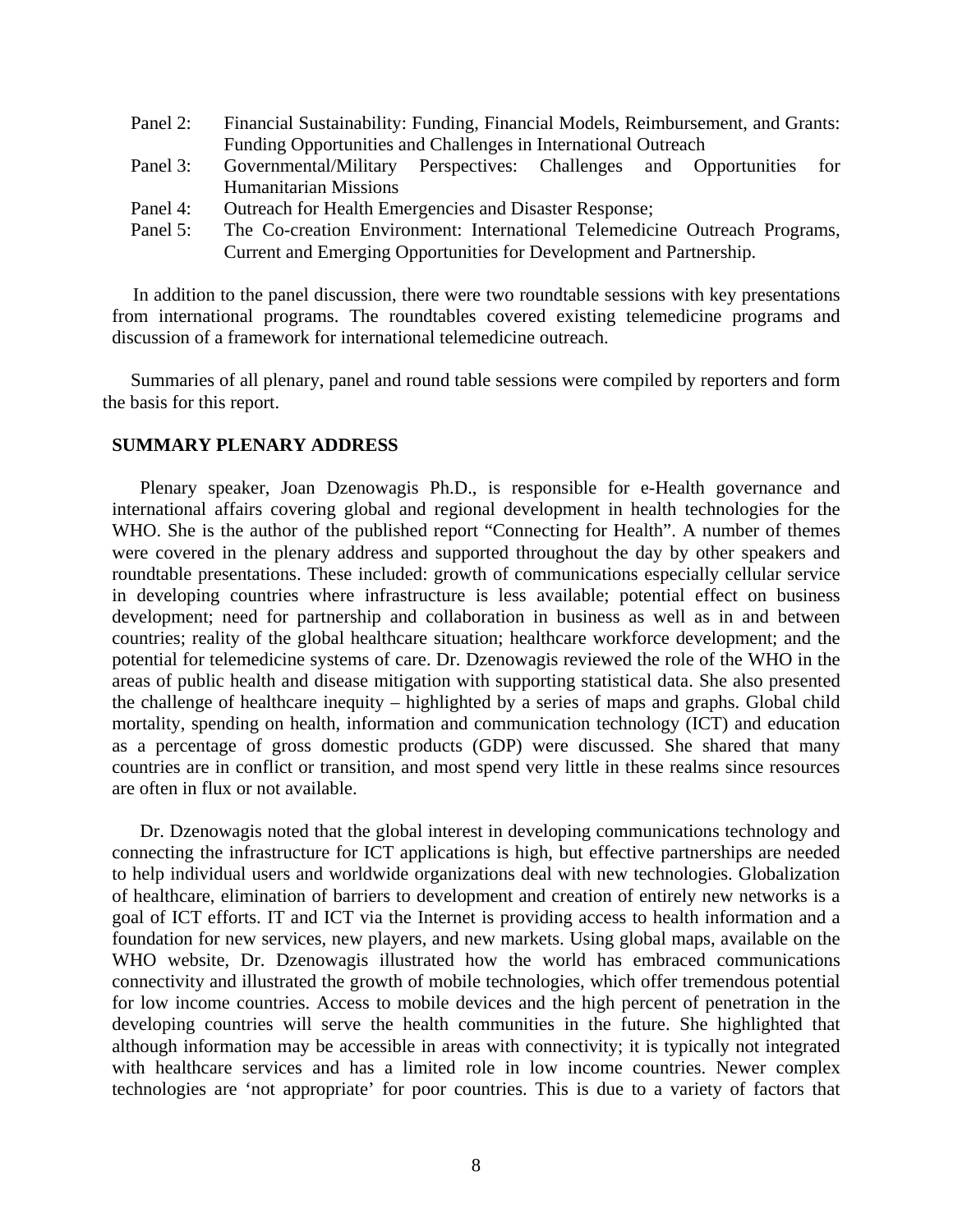Panel 2: Financial Sustainability: Funding, Financial Models, Reimbursement, and Grants: Funding Opportunities and Challenges in International Outreach

Panel 3: Governmental/Military Perspectives: Challenges and Opportunities for Humanitarian Missions

Panel 4: Outreach for Health Emergencies and Disaster Response;

Panel 5: The Co-creation Environment: International Telemedicine Outreach Programs, Current and Emerging Opportunities for Development and Partnership.

In addition to the panel discussion, there were two roundtable sessions with key presentations from international programs. The roundtables covered existing telemedicine programs and discussion of a framework for international telemedicine outreach.

Summaries of all plenary, panel and round table sessions were compiled by reporters and form the basis for this report.

## SUMMARY PLENARY ADDRESS

Plenary speaker, Joan Dzenowagis Ph.D., is responsible for e-Health governance and international affairs covering global and regional development in health technologies for the WHO. She is the author of the published report "Connecting for Health". A number of themes were covered in the plenary address and supported throughout the day by other speakers and roundtable presentations. These included: growth of communications especially cellular service in developing countries where infrastructure is less available; potential effect on business development; need for partnership and collaboration in business as well as in and between countries; reality of the global healthcare situation; healthcare workforce development; and the potential for telemedicine systems of care. Dr. Dzenowagis reviewed the role of the WHO in the areas of public health and disease mitigation with supporting statistical data. She also presented the challenge of healthcare inequity – highlighted by a series of maps and graphs. Global child mortality, spending on health, information and communication technology (ICT) and education as a percentage of gross domestic products (GDP) were discussed. She shared that many countries are in conflict or transition, and most spend very little in these realms since resources are often in flux or not available.

Dr. Dzenowagis noted that the global interest in developing communications technology and connecting the infrastructure for ICT applications is high, but effective partnerships are needed to help individual users and worldwide organizations deal with new technologies. Globalization of healthcare, elimination of barriers to development and creation of entirely new networks is a goal of ICT efforts. IT and ICT via the Internet is providing access to health information and a foundation for new services, new players, and new markets. Using global maps, available on the WHO website, Dr. Dzenowagis illustrated how the world has embraced communications connectivity and illustrated the growth of mobile technologies, which offer tremendous potential for low income countries. Access to mobile devices and the high percent of penetration in the developing countries will serve the health communities in the future. She highlighted that although information may be accessible in areas with connectivity; it is typically not integrated with healthcare services and has a limited role in low income countries. Newer complex technologies are 'not appropriate' for poor countries. This is due to a variety of factors that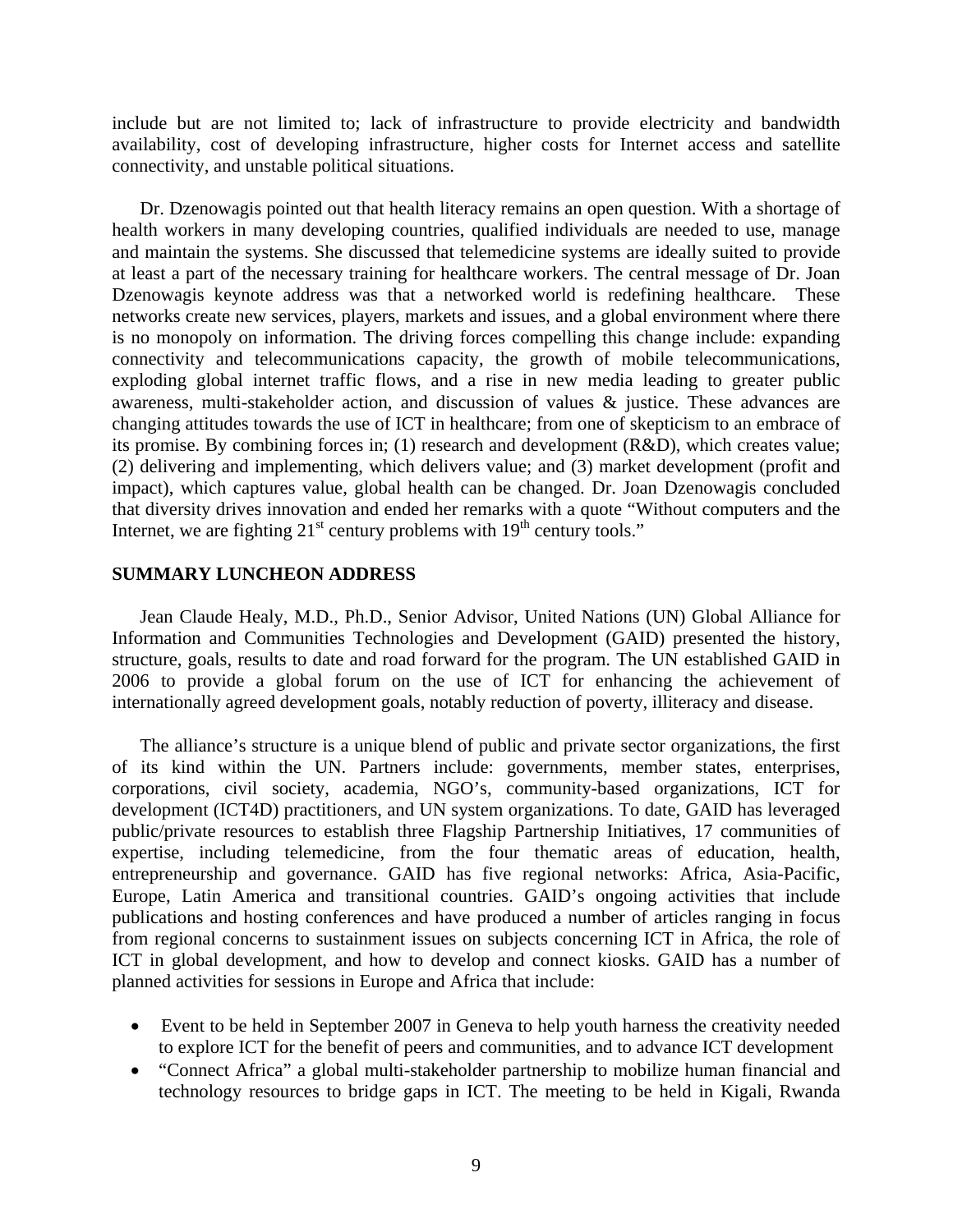include but are not limited to; lack of infrastructure to provide electricity and bandwidth availability, cost of developing infrastructure, higher costs for Internet access and satellite connectivity, and unstable political situations.

Dr. Dzenowagis pointed out that health literacy remains an open question. With a shortage of health workers in many developing countries, qualified individuals are needed to use, manage and maintain the systems. She discussed that telemedicine systems are ideally suited to provide at least a part of the necessary training for healthcare workers. The central message of Dr. Joan Dzenowagis keynote address was that a networked world is redefining healthcare. These networks create new services, players, markets and issues, and a global environment where there is no monopoly on information. The driving forces compelling this change include: expanding connectivity and telecommunications capacity, the growth of mobile telecommunications, exploding global internet traffic flows, and a rise in new media leading to greater public awareness, multi-stakeholder action, and discussion of values & justice. These advances are changing attitudes towards the use of ICT in healthcare; from one of skepticism to an embrace of its promise. By combining forces in; (1) research and development (R&D), which creates value; (2) delivering and implementing, which delivers value; and (3) market development (profit and impact), which captures value, global health can be changed. Dr. Joan Dzenowagis concluded that diversity drives innovation and ended her remarks with a quote "Without computers and the Internet, we are fighting 21st century problems with 19th century tools."

**SUMMARY LUNCHEON ADDRESS**

Jean Claude Healy, M.D., Ph.D., Senior Advisor, United Nations (UN) Global Alliance for Information and Communities Technologies and Development (GAID) presented the history, structure, goals, results to date and road forward for the program. The UN established GAID in 2006 to provide a global forum on the use of ICT for enhancing the achievement of internationally agreed development goals, notably reduction of poverty, illiteracy and disease.

The alliance's structure is a unique blend of public and private sector organizations, the first of its kind within the UN. Partners include: governments, member states, enterprises, corporations, civil society, academia, NGO's, community-based organizations, ICT for development (ICT4D) practitioners, and UN system organizations. To date, GAID has leveraged public/private resources to establish three Flagship Partnership Initiatives, 17 communities of expertise, including telemedicine, from the four thematic areas of education, health, entrepreneurship and governance. GAID has five regional networks: Africa, Asia-Pacific, Europe, Latin America and transitional countries. GAID's ongoing activities that include publications and hosting conferences and have produced a number of articles ranging in focus from regional concerns to sustainment issues on subjects concerning ICT in Africa, the role of ICT in global development, and how to develop and connect kiosks. GAID has a number of planned activities for sessions in Europe and Africa that include:

- Event to be held in September 2007 in Geneva to help youth harness the creativity needed to explore ICT for the benefit of peers and communities, and to advance ICT development
- "Connect Africa" a global multi-stakeholder partnership to mobilize human financial and technology resources to bridge gaps in ICT. The meeting to be held in Kigali, Rwanda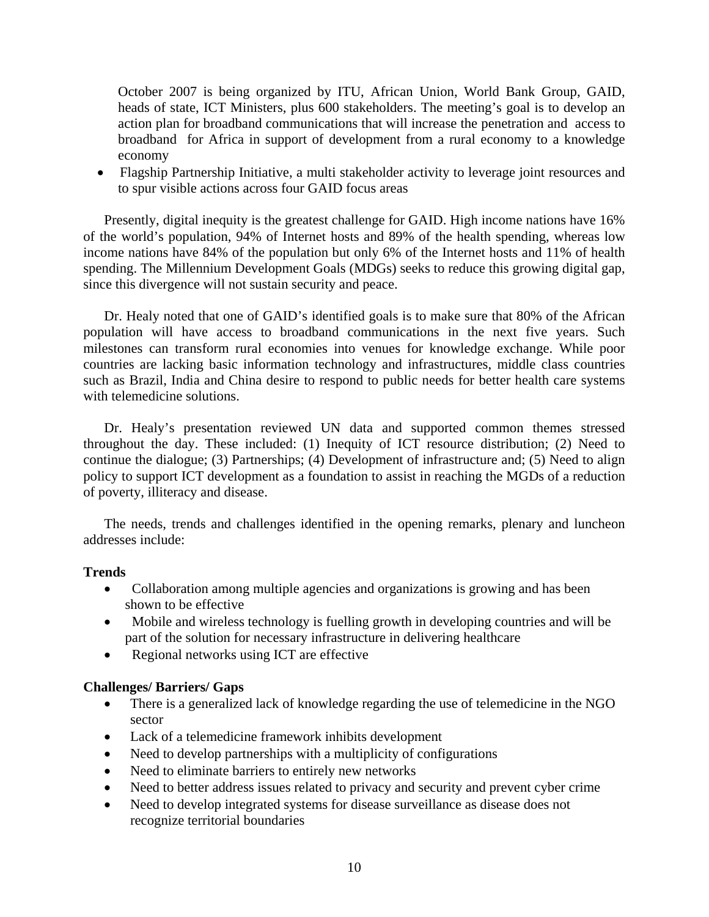October 2007 is being organized by ITU, African Union, World Bank Group, GAID, heads of state, ICT Ministers, plus 600 stakeholders. The meeting's goal is to develop an action plan for broadband communications that will increase the penetration and access to broadband for Africa in support of development from a rural economy to a knowledge economy

- Flagship Partnership Initiative, a multi stakeholder activity to leverage joint resources and to spur visible actions across four GAID focus areas

Presently, digital inequity is the greatest challenge for GAID. High income nations have 16% of the world's population, 94% of Internet hosts and 89% of the health spending, whereas low income nations have 84% of the population but only 6% of the Internet hosts and 11% of health spending. The Millennium Development Goals (MDGs) seeks to reduce this growing digital gap, since this divergence will not sustain security and peace.

Dr. Healy noted that one of GAID's identified goals is to make sure that 80% of the African population will have access to broadband communications in the next five years. Such milestones can transform rural economies into venues for knowledge exchange. While poor countries are lacking basic information technology and infrastructures, middle class countries such as Brazil, India and China desire to respond to public needs for better health care systems with telemedicine solutions.

Dr. Healy's presentation reviewed UN data and supported common themes stressed throughout the day. These included: (1) Inequity of ICT resource distribution; (2) Need to continue the dialogue; (3) Partnerships; (4) Development of infrastructure and; (5) Need to align policy to support ICT development as a foundation to assist in reaching the MGDs of a reduction of poverty, illiteracy and disease.

The needs, trends and challenges identified in the opening remarks, plenary and luncheon addresses include:

**Trends**

- Collaboration among multiple agencies and organizations is growing and has been shown to be effective
- Mobile and wireless technology is fuelling growth in developing countries and will be part of the solution for necessary infrastructure in delivering healthcare
- Regional networks using ICT are effective

**Challenges/ Barriers/ Gaps**

- There is a generalized lack of knowledge regarding the use of telemedicine in the NGO sector
- Lack of a telemedicine framework inhibits development
- Need to develop partnerships with a multiplicity of configurations
- Need to eliminate barriers to entirely new networks
- Need to better address issues related to privacy and security and prevent cyber crime
- Need to develop integrated systems for disease surveillance as disease does not recognize territorial boundaries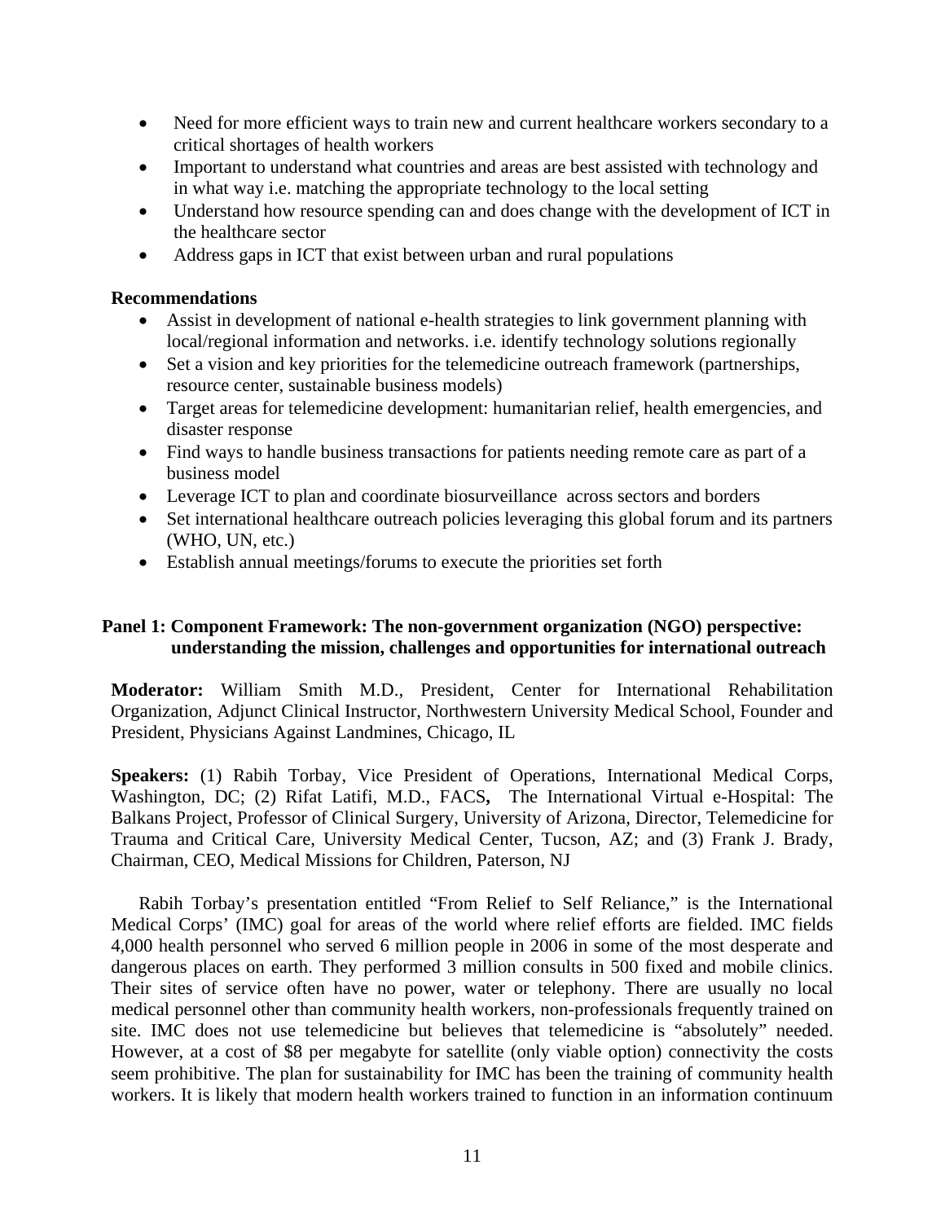- Need for more efficient ways to train new and current healthcare workers secondary to a critical shortages of health workers
- Important to understand what countries and areas are best assisted with technology and in what way i.e. matching the appropriate technology to the local setting
- Understand how resource spending can and does change with the development of ICT in the healthcare sector
- Address gaps in ICT that exist between urban and rural populations

**Recommendations**

- Assist in development of national e-health strategies to link government planning with local/regional information and networks. i.e. identify technology solutions regionally
- Set a vision and key priorities for the telemedicine outreach framework (partnerships, resource center, sustainable business models)
- Target areas for telemedicine development: humanitarian relief, health emergencies, and disaster response
- Find ways to handle business transactions for patients needing remote care as part of a business model
- Leverage ICT to plan and coordinate biosurveillance across sectors and borders
- Set international healthcare outreach policies leveraging this global forum and its partners (WHO, UN, etc.)
- Establish annual meetings/forums to execute the priorities set forth

## Panel 1: Component Framework: The non-government organization (NGO) perspective: understanding the mission, challenges and opportunities for international outreach

**Moderator:** William Smith M.D., President, Center for International Rehabilitation Organization, Adjunct Clinical Instructor, Northwestern University Medical School, Founder and President, Physicians Against Landmines, Chicago, IL

**Speakers:** (1) Rabih Torbay, Vice President of Operations, International Medical Corps, Washington, DC; (2) Rifat Latifi, M.D., FACS**,** The International Virtual e-Hospital: The Balkans Project, Professor of Clinical Surgery, University of Arizona, Director, Telemedicine for Trauma and Critical Care, University Medical Center, Tucson, AZ; and (3) Frank J. Brady, Chairman, CEO, Medical Missions for Children, Paterson, NJ

Rabih Torbay's presentation entitled "From Relief to Self Reliance," is the International Medical Corps' (IMC) goal for areas of the world where relief efforts are fielded. IMC fields 4,000 health personnel who served 6 million people in 2006 in some of the most desperate and dangerous places on earth. They performed 3 million consults in 500 fixed and mobile clinics. Their sites of service often have no power, water or telephony. There are usually no local medical personnel other than community health workers, non-professionals frequently trained on site. IMC does not use telemedicine but believes that telemedicine is "absolutely" needed. However, at a cost of $8 per megabyte for satellite (only viable option) connectivity the costs seem prohibitive. The plan for sustainability for IMC has been the training of community health workers. It is likely that modern health workers trained to function in an information continuum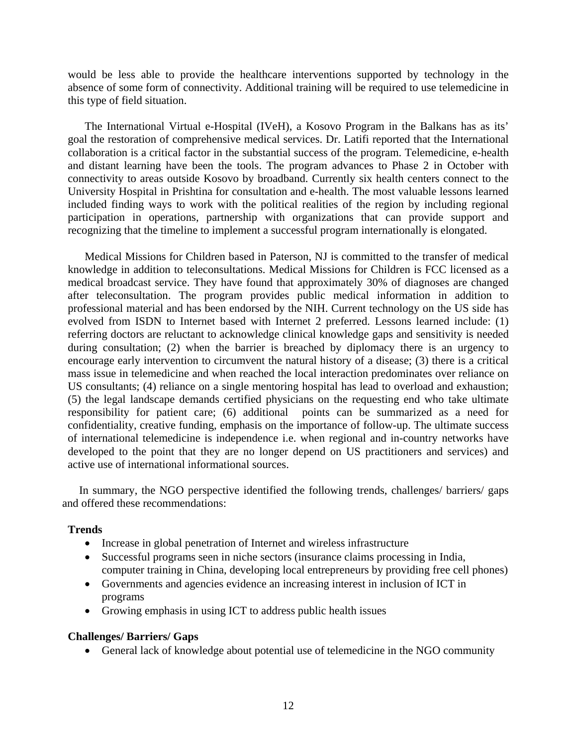would be less able to provide the healthcare interventions supported by technology in the absence of some form of connectivity. Additional training will be required to use telemedicine in this type of field situation.

The International Virtual e-Hospital (IVeH), a Kosovo Program in the Balkans has as its' goal the restoration of comprehensive medical services. Dr. Latifi reported that the International collaboration is a critical factor in the substantial success of the program. Telemedicine, e-health and distant learning have been the tools. The program advances to Phase 2 in October with connectivity to areas outside Kosovo by broadband. Currently six health centers connect to the University Hospital in Prishtina for consultation and e-health. The most valuable lessons learned included finding ways to work with the political realities of the region by including regional participation in operations, partnership with organizations that can provide support and recognizing that the timeline to implement a successful program internationally is elongated.

Medical Missions for Children based in Paterson, NJ is committed to the transfer of medical knowledge in addition to teleconsultations. Medical Missions for Children is FCC licensed as a medical broadcast service. They have found that approximately 30% of diagnoses are changed after teleconsultation. The program provides public medical information in addition to professional material and has been endorsed by the NIH. Current technology on the US side has evolved from ISDN to Internet based with Internet 2 preferred. Lessons learned include: (1) referring doctors are reluctant to acknowledge clinical knowledge gaps and sensitivity is needed during consultation; (2) when the barrier is breached by diplomacy there is an urgency to encourage early intervention to circumvent the natural history of a disease; (3) there is a critical mass issue in telemedicine and when reached the local interaction predominates over reliance on US consultants; (4) reliance on a single mentoring hospital has lead to overload and exhaustion; (5) the legal landscape demands certified physicians on the requesting end who take ultimate responsibility for patient care; (6) additional points can be summarized as a need for confidentiality, creative funding, emphasis on the importance of follow-up. The ultimate success of international telemedicine is independence i.e. when regional and in-country networks have developed to the point that they are no longer depend on US practitioners and services) and active use of international informational sources.

In summary, the NGO perspective identified the following trends, challenges/ barriers/ gaps and offered these recommendations:

**Trends**

- Increase in global penetration of Internet and wireless infrastructure
- Successful programs seen in niche sectors (insurance claims processing in India, computer training in China, developing local entrepreneurs by providing free cell phones)
- Governments and agencies evidence an increasing interest in inclusion of ICT in programs
- Growing emphasis in using ICT to address public health issues

**Challenges/ Barriers/ Gaps**

- General lack of knowledge about potential use of telemedicine in the NGO community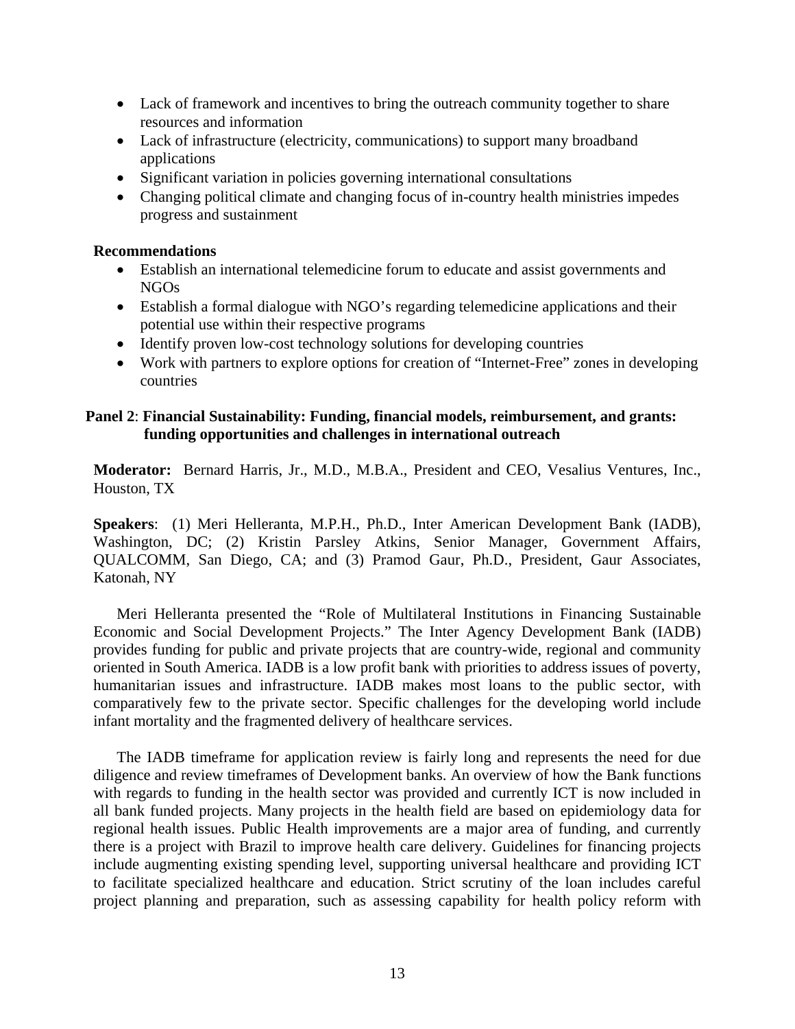- Lack of framework and incentives to bring the outreach community together to share resources and information
- Lack of infrastructure (electricity, communications) to support many broadband applications
- Significant variation in policies governing international consultations
- Changing political climate and changing focus of in-country health ministries impedes progress and sustainment

**Recommendations**

- Establish an international telemedicine forum to educate and assist governments and NGOs
- Establish a formal dialogue with NGO's regarding telemedicine applications and their potential use within their respective programs
- Identify proven low-cost technology solutions for developing countries
- Work with partners to explore options for creation of "Internet-Free" zones in developing countries

**Panel 2**: **Financial Sustainability: Funding, financial models, reimbursement, and grants: funding opportunities and challenges in international outreach**

**Moderator:** Bernard Harris, Jr., M.D., M.B.A., President and CEO, Vesalius Ventures, Inc., Houston, TX

**Speakers**: (1) Meri Helleranta, M.P.H., Ph.D., Inter American Development Bank (IADB), Washington, DC; (2) Kristin Parsley Atkins, Senior Manager, Government Affairs, QUALCOMM, San Diego, CA; and (3) Pramod Gaur, Ph.D., President, Gaur Associates, Katonah, NY

Meri Helleranta presented the "Role of Multilateral Institutions in Financing Sustainable Economic and Social Development Projects." The Inter Agency Development Bank (IADB) provides funding for public and private projects that are country-wide, regional and community oriented in South America. IADB is a low profit bank with priorities to address issues of poverty, humanitarian issues and infrastructure. IADB makes most loans to the public sector, with comparatively few to the private sector. Specific challenges for the developing world include infant mortality and the fragmented delivery of healthcare services.

The IADB timeframe for application review is fairly long and represents the need for due diligence and review timeframes of Development banks. An overview of how the Bank functions with regards to funding in the health sector was provided and currently ICT is now included in all bank funded projects. Many projects in the health field are based on epidemiology data for regional health issues. Public Health improvements are a major area of funding, and currently there is a project with Brazil to improve health care delivery. Guidelines for financing projects include augmenting existing spending level, supporting universal healthcare and providing ICT to facilitate specialized healthcare and education. Strict scrutiny of the loan includes careful project planning and preparation, such as assessing capability for health policy reform with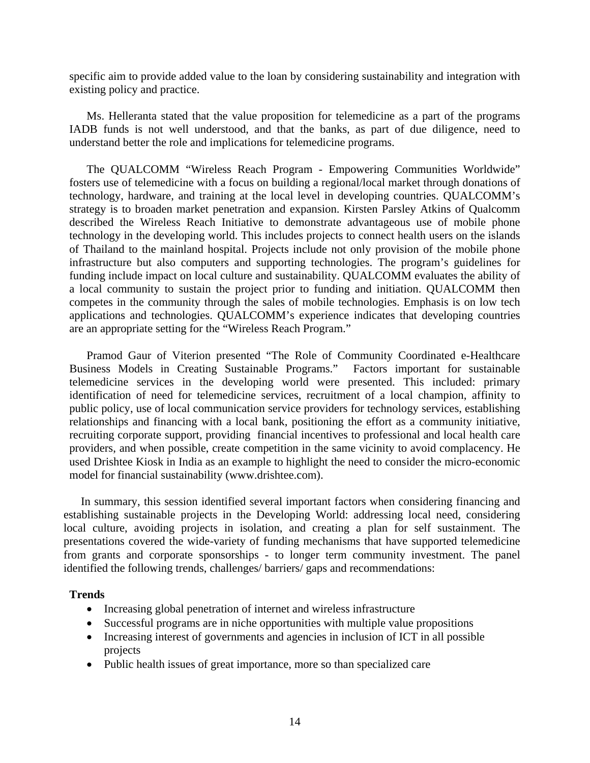specific aim to provide added value to the loan by considering sustainability and integration with existing policy and practice.

Ms. Helleranta stated that the value proposition for telemedicine as a part of the programs IADB funds is not well understood, and that the banks, as part of due diligence, need to understand better the role and implications for telemedicine programs.

The QUALCOMM "Wireless Reach Program - Empowering Communities Worldwide" fosters use of telemedicine with a focus on building a regional/local market through donations of technology, hardware, and training at the local level in developing countries. QUALCOMM's strategy is to broaden market penetration and expansion. Kirsten Parsley Atkins of Qualcomm described the Wireless Reach Initiative to demonstrate advantageous use of mobile phone technology in the developing world. This includes projects to connect health users on the islands of Thailand to the mainland hospital. Projects include not only provision of the mobile phone infrastructure but also computers and supporting technologies. The program's guidelines for funding include impact on local culture and sustainability. QUALCOMM evaluates the ability of a local community to sustain the project prior to funding and initiation. QUALCOMM then competes in the community through the sales of mobile technologies. Emphasis is on low tech applications and technologies. QUALCOMM's experience indicates that developing countries are an appropriate setting for the "Wireless Reach Program."

Pramod Gaur of Viterion presented "The Role of Community Coordinated e-Healthcare Business Models in Creating Sustainable Programs." Factors important for sustainable telemedicine services in the developing world were presented. This included: primary identification of need for telemedicine services, recruitment of a local champion, affinity to public policy, use of local communication service providers for technology services, establishing relationships and financing with a local bank, positioning the effort as a community initiative, recruiting corporate support, providing financial incentives to professional and local health care providers, and when possible, create competition in the same vicinity to avoid complacency. He used Drishtee Kiosk in India as an example to highlight the need to consider the micro-economic model for financial sustainability (www.drishtee.com).

In summary, this session identified several important factors when considering financing and establishing sustainable projects in the Developing World: addressing local need, considering local culture, avoiding projects in isolation, and creating a plan for self sustainment. The presentations covered the wide-variety of funding mechanisms that have supported telemedicine from grants and corporate sponsorships - to longer term community investment. The panel identified the following trends, challenges/ barriers/ gaps and recommendations:

**Trends**

- Increasing global penetration of internet and wireless infrastructure
- Successful programs are in niche opportunities with multiple value propositions
- Increasing interest of governments and agencies in inclusion of ICT in all possible projects
- Public health issues of great importance, more so than specialized care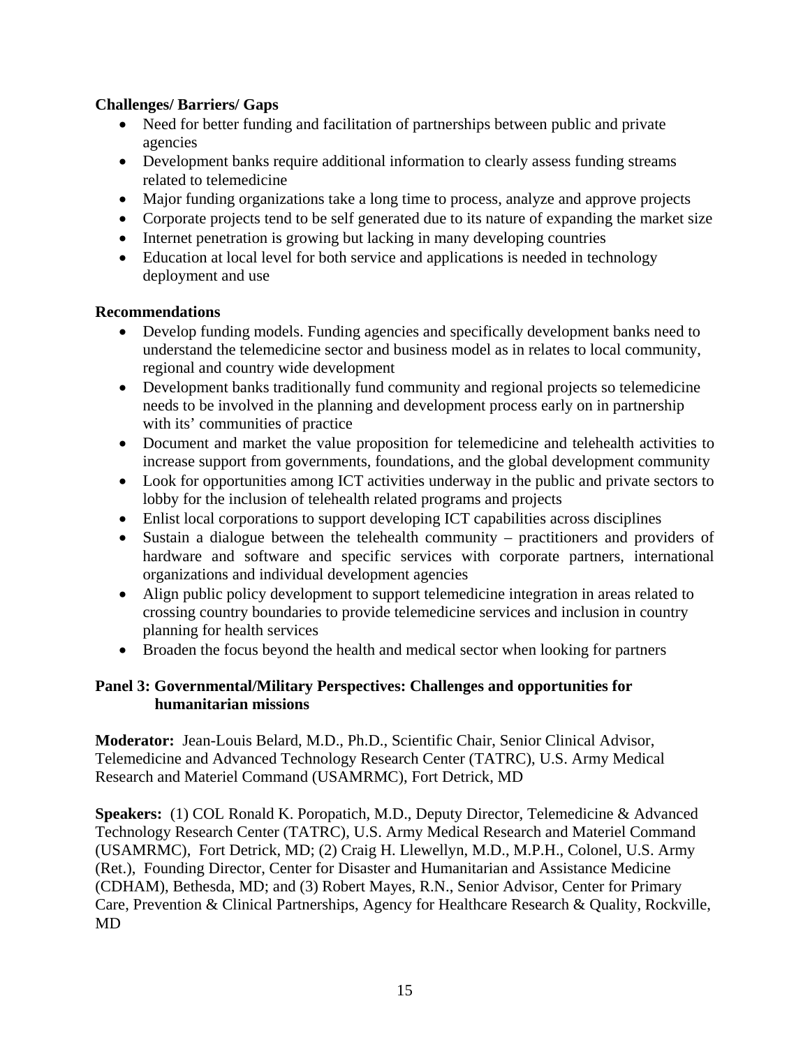**Challenges/ Barriers/ Gaps**

- Need for better funding and facilitation of partnerships between public and private agencies
- Development banks require additional information to clearly assess funding streams related to telemedicine
- Major funding organizations take a long time to process, analyze and approve projects
- Corporate projects tend to be self generated due to its nature of expanding the market size
- Internet penetration is growing but lacking in many developing countries
- Education at local level for both service and applications is needed in technology deployment and use

**Recommendations**

- Develop funding models. Funding agencies and specifically development banks need to understand the telemedicine sector and business model as in relates to local community, regional and country wide development
- Development banks traditionally fund community and regional projects so telemedicine needs to be involved in the planning and development process early on in partnership with its' communities of practice
- Document and market the value proposition for telemedicine and telehealth activities to increase support from governments, foundations, and the global development community
- Look for opportunities among ICT activities underway in the public and private sectors to lobby for the inclusion of telehealth related programs and projects
- Enlist local corporations to support developing ICT capabilities across disciplines
- Sustain a dialogue between the telehealth community – practitioners and providers of hardware and software and specific services with corporate partners, international organizations and individual development agencies
- Align public policy development to support telemedicine integration in areas related to crossing country boundaries to provide telemedicine services and inclusion in country planning for health services
- Broaden the focus beyond the health and medical sector when looking for partners

**Panel 3: Governmental/Military Perspectives: Challenges and opportunities for humanitarian missions**

**Moderator:** Jean-Louis Belard, M.D., Ph.D., Scientific Chair, Senior Clinical Advisor, Telemedicine and Advanced Technology Research Center (TATRC), U.S. Army Medical Research and Materiel Command (USAMRMC), Fort Detrick, MD

**Speakers:** (1) COL Ronald K. Poropatich, M.D., Deputy Director, Telemedicine & Advanced Technology Research Center (TATRC), U.S. Army Medical Research and Materiel Command (USAMRMC), Fort Detrick, MD; (2) Craig H. Llewellyn, M.D., M.P.H., Colonel, U.S. Army (Ret.), Founding Director, Center for Disaster and Humanitarian and Assistance Medicine (CDHAM), Bethesda, MD; and (3) Robert Mayes, R.N., Senior Advisor, Center for Primary Care, Prevention & Clinical Partnerships, Agency for Healthcare Research & Quality, Rockville, MD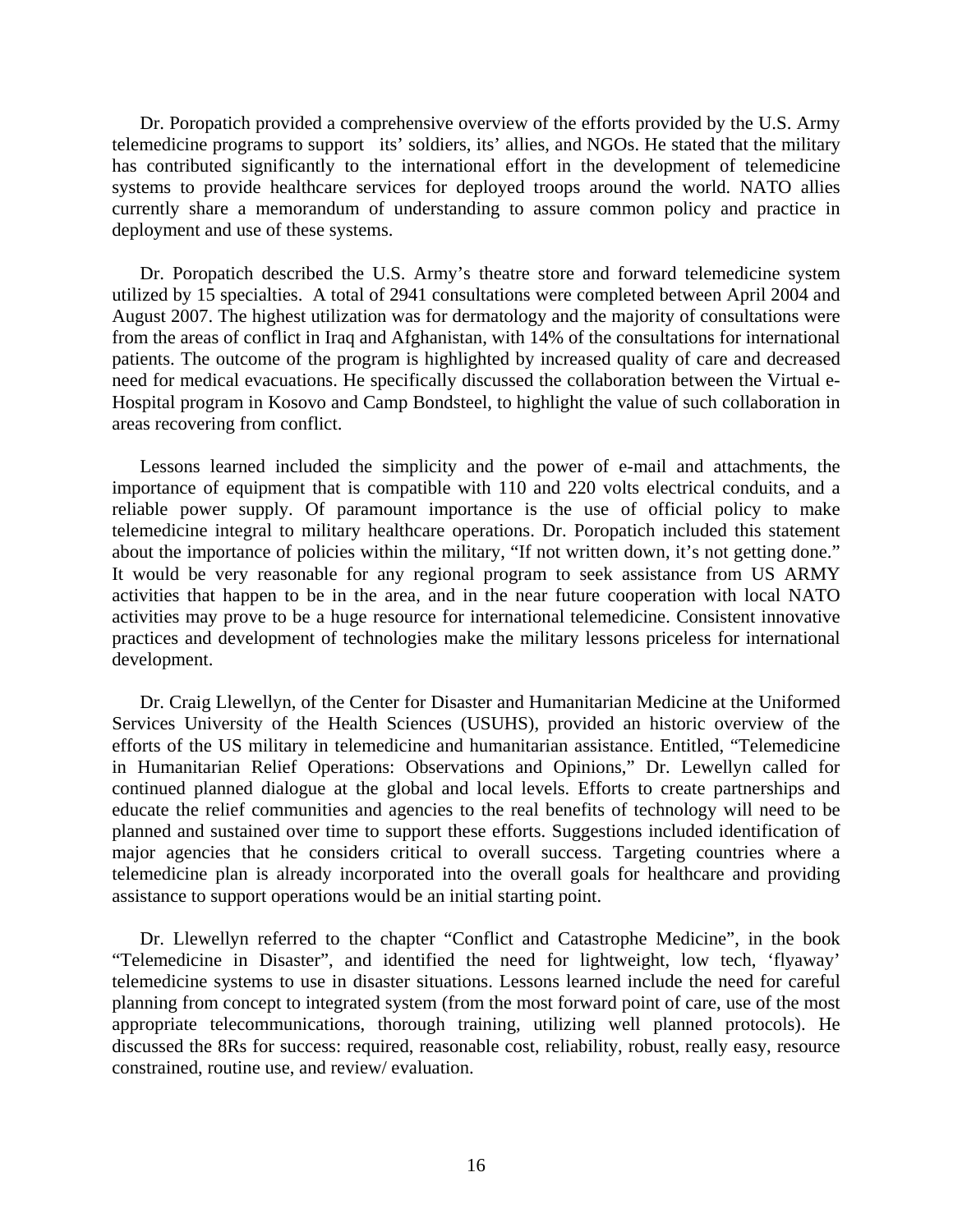Dr. Poropatich provided a comprehensive overview of the efforts provided by the U.S. Army telemedicine programs to support its' soldiers, its' allies, and NGOs. He stated that the military has contributed significantly to the international effort in the development of telemedicine systems to provide healthcare services for deployed troops around the world. NATO allies currently share a memorandum of understanding to assure common policy and practice in deployment and use of these systems.

Dr. Poropatich described the U.S. Army's theatre store and forward telemedicine system utilized by 15 specialties. A total of 2941 consultations were completed between April 2004 and August 2007. The highest utilization was for dermatology and the majority of consultations were from the areas of conflict in Iraq and Afghanistan, with 14% of the consultations for international patients. The outcome of the program is highlighted by increased quality of care and decreased need for medical evacuations. He specifically discussed the collaboration between the Virtual e-Hospital program in Kosovo and Camp Bondsteel, to highlight the value of such collaboration in areas recovering from conflict.

Lessons learned included the simplicity and the power of e-mail and attachments, the importance of equipment that is compatible with 110 and 220 volts electrical conduits, and a reliable power supply. Of paramount importance is the use of official policy to make telemedicine integral to military healthcare operations. Dr. Poropatich included this statement about the importance of policies within the military, "If not written down, it's not getting done." It would be very reasonable for any regional program to seek assistance from US ARMY activities that happen to be in the area, and in the near future cooperation with local NATO activities may prove to be a huge resource for international telemedicine. Consistent innovative practices and development of technologies make the military lessons priceless for international development.

Dr. Craig Llewellyn, of the Center for Disaster and Humanitarian Medicine at the Uniformed Services University of the Health Sciences (USUHS), provided an historic overview of the efforts of the US military in telemedicine and humanitarian assistance. Entitled, "Telemedicine in Humanitarian Relief Operations: Observations and Opinions," Dr. Lewellyn called for continued planned dialogue at the global and local levels. Efforts to create partnerships and educate the relief communities and agencies to the real benefits of technology will need to be planned and sustained over time to support these efforts. Suggestions included identification of major agencies that he considers critical to overall success. Targeting countries where a telemedicine plan is already incorporated into the overall goals for healthcare and providing assistance to support operations would be an initial starting point.

Dr. Llewellyn referred to the chapter "Conflict and Catastrophe Medicine", in the book "Telemedicine in Disaster", and identified the need for lightweight, low tech, 'flyaway' telemedicine systems to use in disaster situations. Lessons learned include the need for careful planning from concept to integrated system (from the most forward point of care, use of the most appropriate telecommunications, thorough training, utilizing well planned protocols). He discussed the 8Rs for success: required, reasonable cost, reliability, robust, really easy, resource constrained, routine use, and review/ evaluation.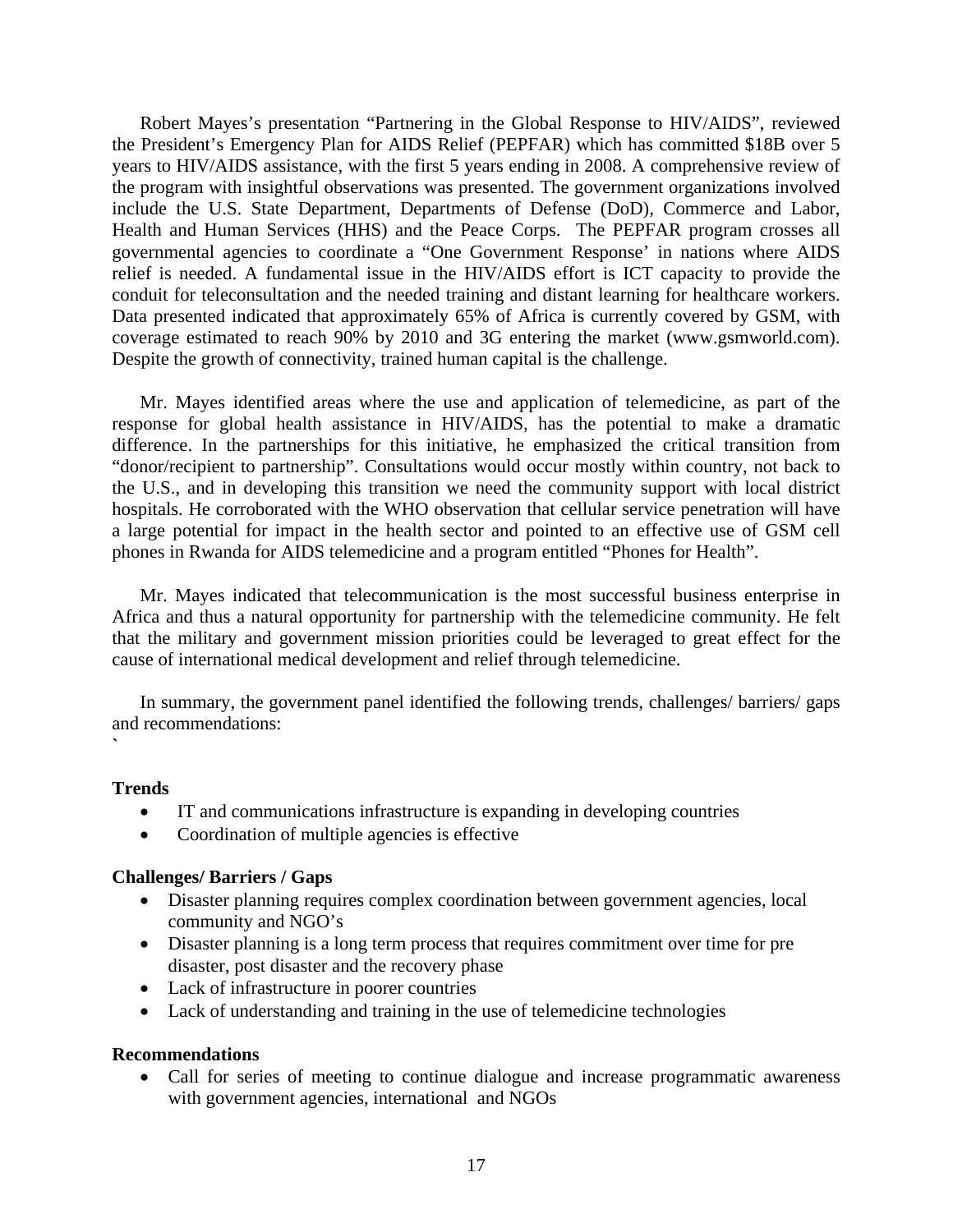Robert Mayes's presentation "Partnering in the Global Response to HIV/AIDS", reviewed the President's Emergency Plan for AIDS Relief (PEPFAR) which has committed $18B over 5 years to HIV/AIDS assistance, with the first 5 years ending in 2008. A comprehensive review of the program with insightful observations was presented. The government organizations involved include the U.S. State Department, Departments of Defense (DoD), Commerce and Labor, Health and Human Services (HHS) and the Peace Corps. The PEPFAR program crosses all governmental agencies to coordinate a "One Government Response' in nations where AIDS relief is needed. A fundamental issue in the HIV/AIDS effort is ICT capacity to provide the conduit for teleconsultation and the needed training and distant learning for healthcare workers. Data presented indicated that approximately 65% of Africa is currently covered by GSM, with coverage estimated to reach 90% by 2010 and 3G entering the market (www.gsmworld.com). Despite the growth of connectivity, trained human capital is the challenge.

Mr. Mayes identified areas where the use and application of telemedicine, as part of the response for global health assistance in HIV/AIDS, has the potential to make a dramatic difference. In the partnerships for this initiative, he emphasized the critical transition from "donor/recipient to partnership". Consultations would occur mostly within country, not back to the U.S., and in developing this transition we need the community support with local district hospitals. He corroborated with the WHO observation that cellular service penetration will have a large potential for impact in the health sector and pointed to an effective use of GSM cell phones in Rwanda for AIDS telemedicine and a program entitled "Phones for Health".

Mr. Mayes indicated that telecommunication is the most successful business enterprise in Africa and thus a natural opportunity for partnership with the telemedicine community. He felt that the military and government mission priorities could be leveraged to great effect for the cause of international medical development and relief through telemedicine.

In summary, the government panel identified the following trends, challenges/ barriers/ gaps and recommendations:
`

**Trends**

- IT and communications infrastructure is expanding in developing countries
- Coordination of multiple agencies is effective

**Challenges/ Barriers / Gaps**

- Disaster planning requires complex coordination between government agencies, local community and NGO's
- Disaster planning is a long term process that requires commitment over time for pre disaster, post disaster and the recovery phase
- Lack of infrastructure in poorer countries
- Lack of understanding and training in the use of telemedicine technologies

**Recommendations**

- Call for series of meeting to continue dialogue and increase programmatic awareness with government agencies, international and NGOs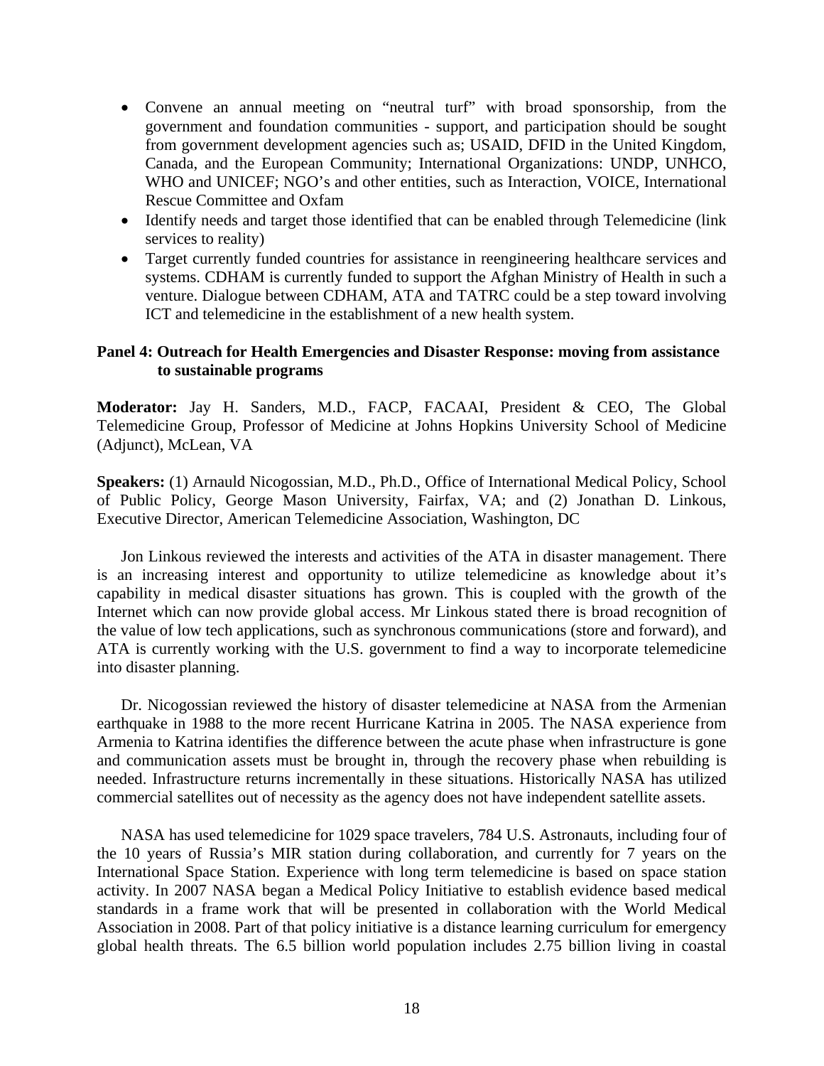- Convene an annual meeting on "neutral turf" with broad sponsorship, from the government and foundation communities - support, and participation should be sought from government development agencies such as; USAID, DFID in the United Kingdom, Canada, and the European Community; International Organizations: UNDP, UNHCO, WHO and UNICEF; NGO's and other entities, such as Interaction, VOICE, International Rescue Committee and Oxfam
- Identify needs and target those identified that can be enabled through Telemedicine (link services to reality)
- Target currently funded countries for assistance in reengineering healthcare services and systems. CDHAM is currently funded to support the Afghan Ministry of Health in such a venture. Dialogue between CDHAM, ATA and TATRC could be a step toward involving ICT and telemedicine in the establishment of a new health system.

**Panel 4: Outreach for Health Emergencies and Disaster Response: moving from assistance to sustainable programs**

**Moderator:** Jay H. Sanders, M.D., FACP, FACAAI, President & CEO, The Global Telemedicine Group, Professor of Medicine at Johns Hopkins University School of Medicine (Adjunct), McLean, VA

**Speakers:** (1) Arnauld Nicogossian, M.D., Ph.D., Office of International Medical Policy, School of Public Policy, George Mason University, Fairfax, VA; and (2) Jonathan D. Linkous, Executive Director, American Telemedicine Association, Washington, DC

Jon Linkous reviewed the interests and activities of the ATA in disaster management. There is an increasing interest and opportunity to utilize telemedicine as knowledge about it's capability in medical disaster situations has grown. This is coupled with the growth of the Internet which can now provide global access. Mr Linkous stated there is broad recognition of the value of low tech applications, such as synchronous communications (store and forward), and ATA is currently working with the U.S. government to find a way to incorporate telemedicine into disaster planning.

Dr. Nicogossian reviewed the history of disaster telemedicine at NASA from the Armenian earthquake in 1988 to the more recent Hurricane Katrina in 2005. The NASA experience from Armenia to Katrina identifies the difference between the acute phase when infrastructure is gone and communication assets must be brought in, through the recovery phase when rebuilding is needed. Infrastructure returns incrementally in these situations. Historically NASA has utilized commercial satellites out of necessity as the agency does not have independent satellite assets.

NASA has used telemedicine for 1029 space travelers, 784 U.S. Astronauts, including four of the 10 years of Russia's MIR station during collaboration, and currently for 7 years on the International Space Station. Experience with long term telemedicine is based on space station activity. In 2007 NASA began a Medical Policy Initiative to establish evidence based medical standards in a frame work that will be presented in collaboration with the World Medical Association in 2008. Part of that policy initiative is a distance learning curriculum for emergency global health threats. The 6.5 billion world population includes 2.75 billion living in coastal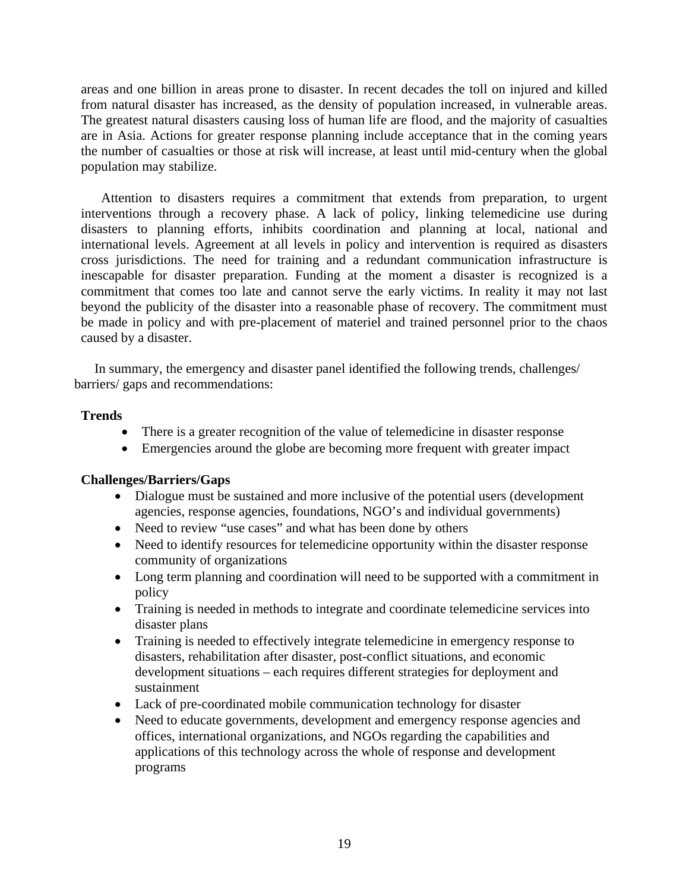areas and one billion in areas prone to disaster. In recent decades the toll on injured and killed from natural disaster has increased, as the density of population increased, in vulnerable areas. The greatest natural disasters causing loss of human life are flood, and the majority of casualties are in Asia. Actions for greater response planning include acceptance that in the coming years the number of casualties or those at risk will increase, at least until mid-century when the global population may stabilize.

Attention to disasters requires a commitment that extends from preparation, to urgent interventions through a recovery phase. A lack of policy, linking telemedicine use during disasters to planning efforts, inhibits coordination and planning at local, national and international levels. Agreement at all levels in policy and intervention is required as disasters cross jurisdictions. The need for training and a redundant communication infrastructure is inescapable for disaster preparation. Funding at the moment a disaster is recognized is a commitment that comes too late and cannot serve the early victims. In reality it may not last beyond the publicity of the disaster into a reasonable phase of recovery. The commitment must be made in policy and with pre-placement of materiel and trained personnel prior to the chaos caused by a disaster.

In summary, the emergency and disaster panel identified the following trends, challenges/ barriers/ gaps and recommendations:

**Trends**

- There is a greater recognition of the value of telemedicine in disaster response
- Emergencies around the globe are becoming more frequent with greater impact

**Challenges/Barriers/Gaps**

- Dialogue must be sustained and more inclusive of the potential users (development agencies, response agencies, foundations, NGO's and individual governments)
- Need to review "use cases" and what has been done by others
- Need to identify resources for telemedicine opportunity within the disaster response community of organizations
- Long term planning and coordination will need to be supported with a commitment in policy
- Training is needed in methods to integrate and coordinate telemedicine services into disaster plans
- Training is needed to effectively integrate telemedicine in emergency response to disasters, rehabilitation after disaster, post-conflict situations, and economic development situations – each requires different strategies for deployment and sustainment
- Lack of pre-coordinated mobile communication technology for disaster
- Need to educate governments, development and emergency response agencies and offices, international organizations, and NGOs regarding the capabilities and applications of this technology across the whole of response and development programs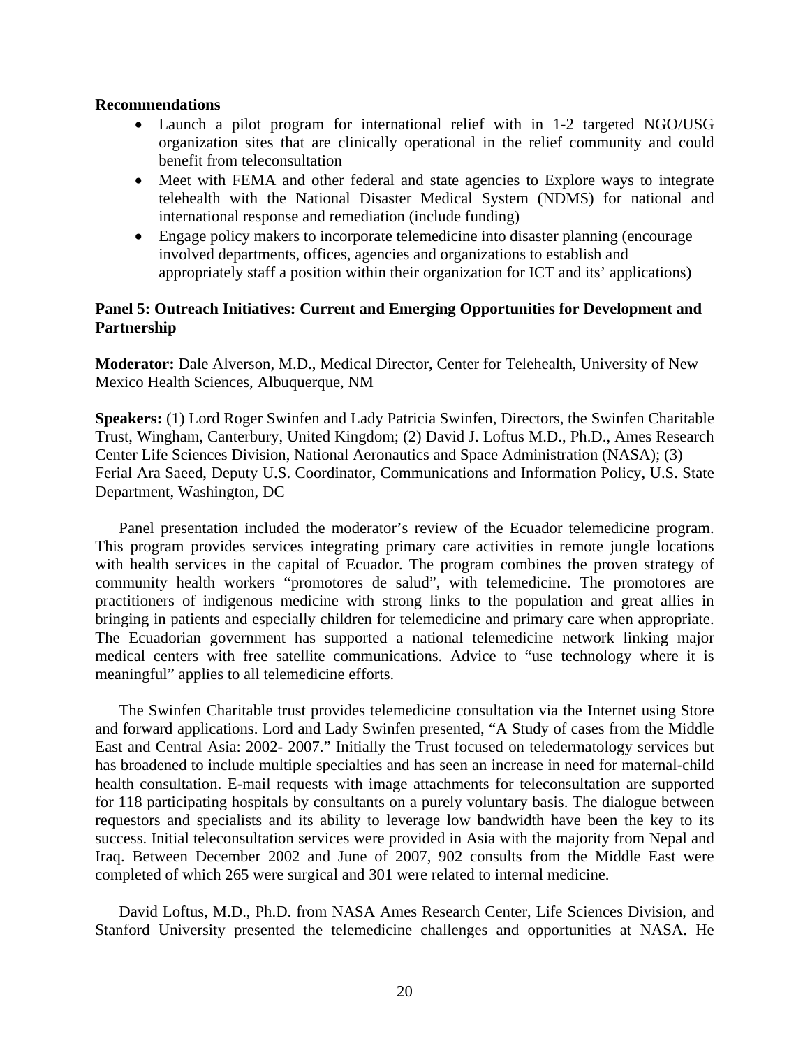**Recommendations**

- Launch a pilot program for international relief with in 1-2 targeted NGO/USG organization sites that are clinically operational in the relief community and could benefit from teleconsultation
- Meet with FEMA and other federal and state agencies to Explore ways to integrate telehealth with the National Disaster Medical System (NDMS) for national and international response and remediation (include funding)
- Engage policy makers to incorporate telemedicine into disaster planning (encourage involved departments, offices, agencies and organizations to establish and appropriately staff a position within their organization for ICT and its' applications)

**Panel 5: Outreach Initiatives: Current and Emerging Opportunities for Development and Partnership**

**Moderator:** Dale Alverson, M.D., Medical Director, Center for Telehealth, University of New Mexico Health Sciences, Albuquerque, NM

**Speakers:** (1) Lord Roger Swinfen and Lady Patricia Swinfen, Directors, the Swinfen Charitable Trust, Wingham, Canterbury, United Kingdom; (2) David J. Loftus M.D., Ph.D., Ames Research Center Life Sciences Division, National Aeronautics and Space Administration (NASA); (3) Ferial Ara Saeed, Deputy U.S. Coordinator, Communications and Information Policy, U.S. State Department, Washington, DC

Panel presentation included the moderator's review of the Ecuador telemedicine program. This program provides services integrating primary care activities in remote jungle locations with health services in the capital of Ecuador. The program combines the proven strategy of community health workers "promotores de salud", with telemedicine. The promotores are practitioners of indigenous medicine with strong links to the population and great allies in bringing in patients and especially children for telemedicine and primary care when appropriate. The Ecuadorian government has supported a national telemedicine network linking major medical centers with free satellite communications. Advice to "use technology where it is meaningful" applies to all telemedicine efforts.

The Swinfen Charitable trust provides telemedicine consultation via the Internet using Store and forward applications. Lord and Lady Swinfen presented, "A Study of cases from the Middle East and Central Asia: 2002- 2007." Initially the Trust focused on teledermatology services but has broadened to include multiple specialties and has seen an increase in need for maternal-child health consultation. E-mail requests with image attachments for teleconsultation are supported for 118 participating hospitals by consultants on a purely voluntary basis. The dialogue between requestors and specialists and its ability to leverage low bandwidth have been the key to its success. Initial teleconsultation services were provided in Asia with the majority from Nepal and Iraq. Between December 2002 and June of 2007, 902 consults from the Middle East were completed of which 265 were surgical and 301 were related to internal medicine.

David Loftus, M.D., Ph.D. from NASA Ames Research Center, Life Sciences Division, and Stanford University presented the telemedicine challenges and opportunities at NASA. He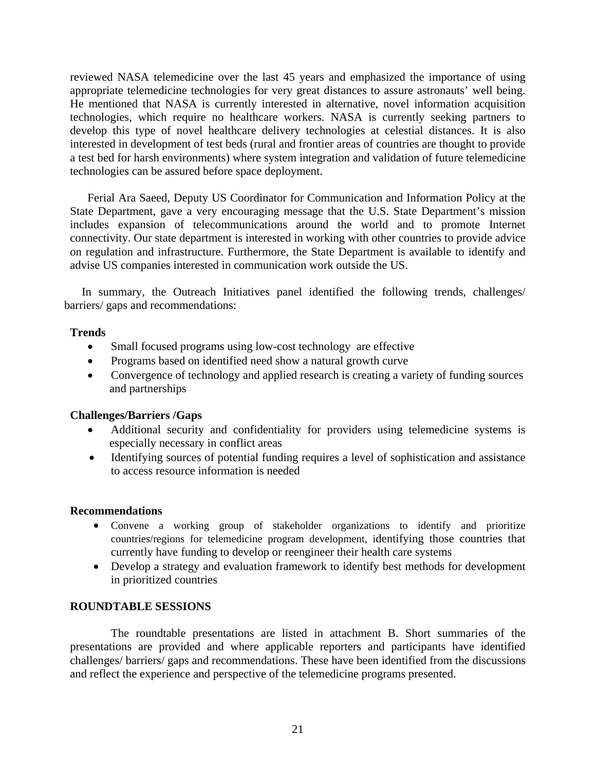reviewed NASA telemedicine over the last 45 years and emphasized the importance of using appropriate telemedicine technologies for very great distances to assure astronauts' well being. He mentioned that NASA is currently interested in alternative, novel information acquisition technologies, which require no healthcare workers. NASA is currently seeking partners to develop this type of novel healthcare delivery technologies at celestial distances. It is also interested in development of test beds (rural and frontier areas of countries are thought to provide a test bed for harsh environments) where system integration and validation of future telemedicine technologies can be assured before space deployment.

Ferial Ara Saeed, Deputy US Coordinator for Communication and Information Policy at the State Department, gave a very encouraging message that the U.S. State Department's mission includes expansion of telecommunications around the world and to promote Internet connectivity. Our state department is interested in working with other countries to provide advice on regulation and infrastructure. Furthermore, the State Department is available to identify and advise US companies interested in communication work outside the US.

In summary, the Outreach Initiatives panel identified the following trends, challenges/ barriers/ gaps and recommendations:

**Trends**

- Small focused programs using low-cost technology are effective
- Programs based on identified need show a natural growth curve
- Convergence of technology and applied research is creating a variety of funding sources and partnerships

**Challenges/Barriers /Gaps**

- Additional security and confidentiality for providers using telemedicine systems is especially necessary in conflict areas
- Identifying sources of potential funding requires a level of sophistication and assistance to access resource information is needed

**Recommendations**

- Convene a working group of stakeholder organizations to identify and prioritize countries/regions for telemedicine program development, identifying those countries that currently have funding to develop or reengineer their health care systems
- Develop a strategy and evaluation framework to identify best methods for development in prioritized countries

## ROUNDTABLE SESSIONS

The roundtable presentations are listed in attachment B. Short summaries of the presentations are provided and where applicable reporters and participants have identified challenges/ barriers/ gaps and recommendations. These have been identified from the discussions and reflect the experience and perspective of the telemedicine programs presented.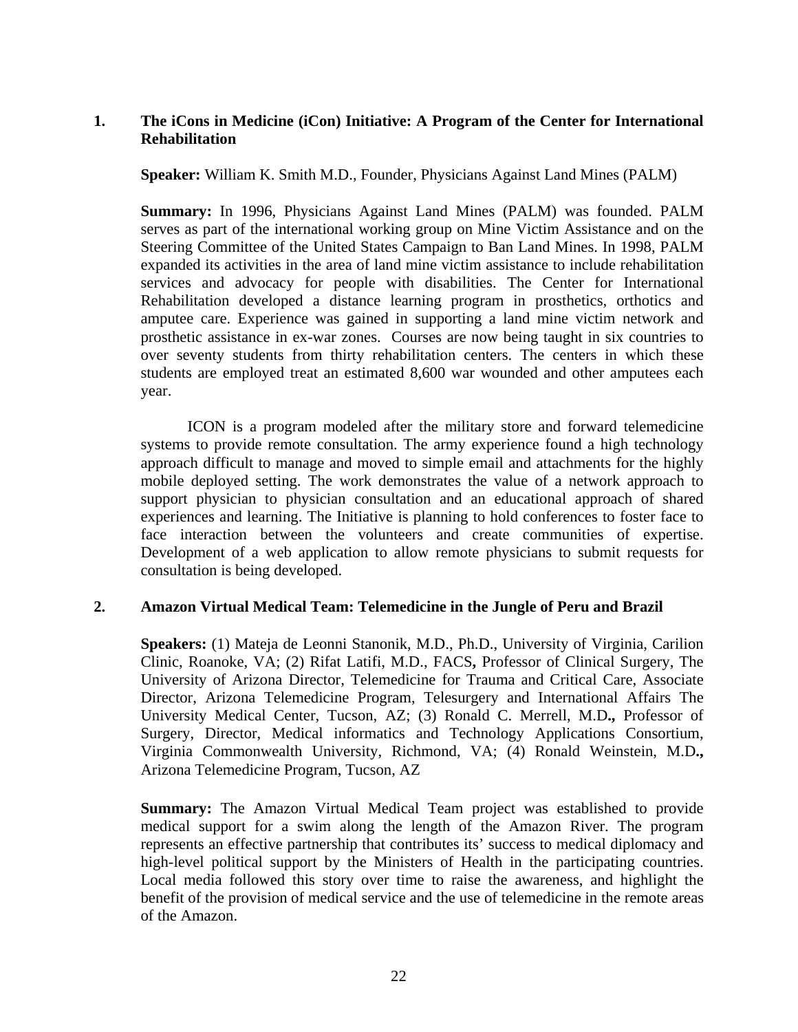## 1. The iCons in Medicine (iCon) Initiative: A Program of the Center for International Rehabilitation

**Speaker:** William K. Smith M.D., Founder, Physicians Against Land Mines (PALM)

**Summary:** In 1996, Physicians Against Land Mines (PALM) was founded. PALM serves as part of the international working group on Mine Victim Assistance and on the Steering Committee of the United States Campaign to Ban Land Mines. In 1998, PALM expanded its activities in the area of land mine victim assistance to include rehabilitation services and advocacy for people with disabilities. The Center for International Rehabilitation developed a distance learning program in prosthetics, orthotics and amputee care. Experience was gained in supporting a land mine victim network and prosthetic assistance in ex-war zones. Courses are now being taught in six countries to over seventy students from thirty rehabilitation centers. The centers in which these students are employed treat an estimated 8,600 war wounded and other amputees each year.

ICON is a program modeled after the military store and forward telemedicine systems to provide remote consultation. The army experience found a high technology approach difficult to manage and moved to simple email and attachments for the highly mobile deployed setting. The work demonstrates the value of a network approach to support physician to physician consultation and an educational approach of shared experiences and learning. The Initiative is planning to hold conferences to foster face to face interaction between the volunteers and create communities of expertise. Development of a web application to allow remote physicians to submit requests for consultation is being developed.

## 2. Amazon Virtual Medical Team: Telemedicine in the Jungle of Peru and Brazil

**Speakers:** (1) Mateja de Leonni Stanonik, M.D., Ph.D., University of Virginia, Carilion Clinic, Roanoke, VA; (2) Rifat Latifi, M.D., FACS**,** Professor of Clinical Surgery, The University of Arizona Director, Telemedicine for Trauma and Critical Care, Associate Director, Arizona Telemedicine Program, Telesurgery and International Affairs The University Medical Center, Tucson, AZ; (3) Ronald C. Merrell, M.D**.,** Professor of Surgery, Director, Medical informatics and Technology Applications Consortium, Virginia Commonwealth University, Richmond, VA; (4) Ronald Weinstein, M.D**.,** Arizona Telemedicine Program, Tucson, AZ

**Summary:** The Amazon Virtual Medical Team project was established to provide medical support for a swim along the length of the Amazon River. The program represents an effective partnership that contributes its' success to medical diplomacy and high-level political support by the Ministers of Health in the participating countries. Local media followed this story over time to raise the awareness, and highlight the benefit of the provision of medical service and the use of telemedicine in the remote areas of the Amazon.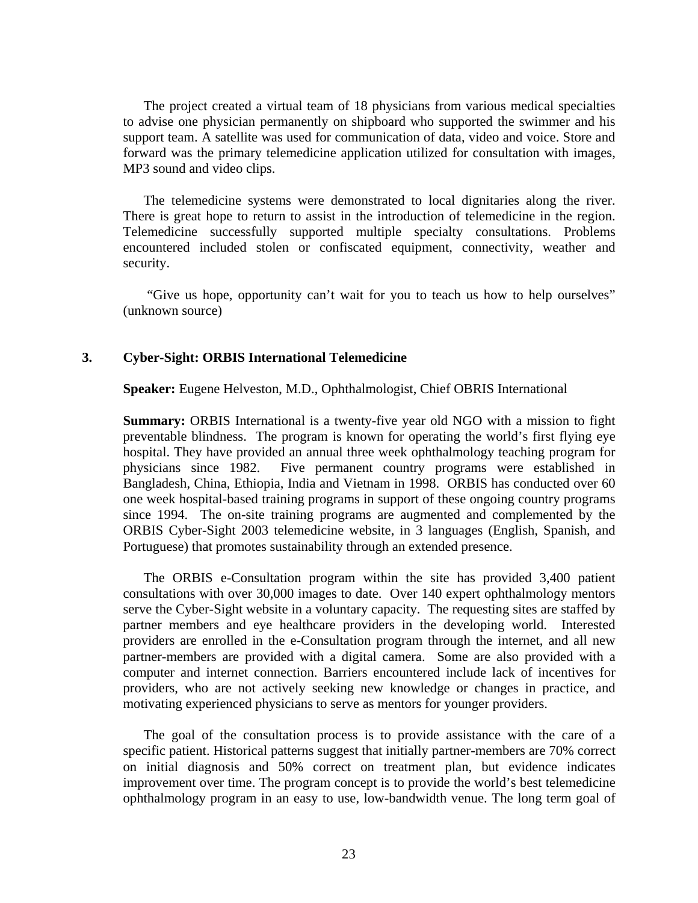The project created a virtual team of 18 physicians from various medical specialties to advise one physician permanently on shipboard who supported the swimmer and his support team. A satellite was used for communication of data, video and voice. Store and forward was the primary telemedicine application utilized for consultation with images, MP3 sound and video clips.

The telemedicine systems were demonstrated to local dignitaries along the river. There is great hope to return to assist in the introduction of telemedicine in the region. Telemedicine successfully supported multiple specialty consultations. Problems encountered included stolen or confiscated equipment, connectivity, weather and security.

"Give us hope, opportunity can't wait for you to teach us how to help ourselves" (unknown source)

### 3. Cyber-Sight: ORBIS International Telemedicine

**Speaker:** Eugene Helveston, M.D., Ophthalmologist, Chief OBRIS International

**Summary:** ORBIS International is a twenty-five year old NGO with a mission to fight preventable blindness. The program is known for operating the world's first flying eye hospital. They have provided an annual three week ophthalmology teaching program for physicians since 1982. Five permanent country programs were established in Bangladesh, China, Ethiopia, India and Vietnam in 1998. ORBIS has conducted over 60 one week hospital-based training programs in support of these ongoing country programs since 1994. The on-site training programs are augmented and complemented by the ORBIS Cyber-Sight 2003 telemedicine website, in 3 languages (English, Spanish, and Portuguese) that promotes sustainability through an extended presence.

The ORBIS e-Consultation program within the site has provided 3,400 patient consultations with over 30,000 images to date. Over 140 expert ophthalmology mentors serve the Cyber-Sight website in a voluntary capacity. The requesting sites are staffed by partner members and eye healthcare providers in the developing world. Interested providers are enrolled in the e-Consultation program through the internet, and all new partner-members are provided with a digital camera. Some are also provided with a computer and internet connection. Barriers encountered include lack of incentives for providers, who are not actively seeking new knowledge or changes in practice, and motivating experienced physicians to serve as mentors for younger providers.

The goal of the consultation process is to provide assistance with the care of a specific patient. Historical patterns suggest that initially partner-members are 70% correct on initial diagnosis and 50% correct on treatment plan, but evidence indicates improvement over time. The program concept is to provide the world's best telemedicine ophthalmology program in an easy to use, low-bandwidth venue. The long term goal of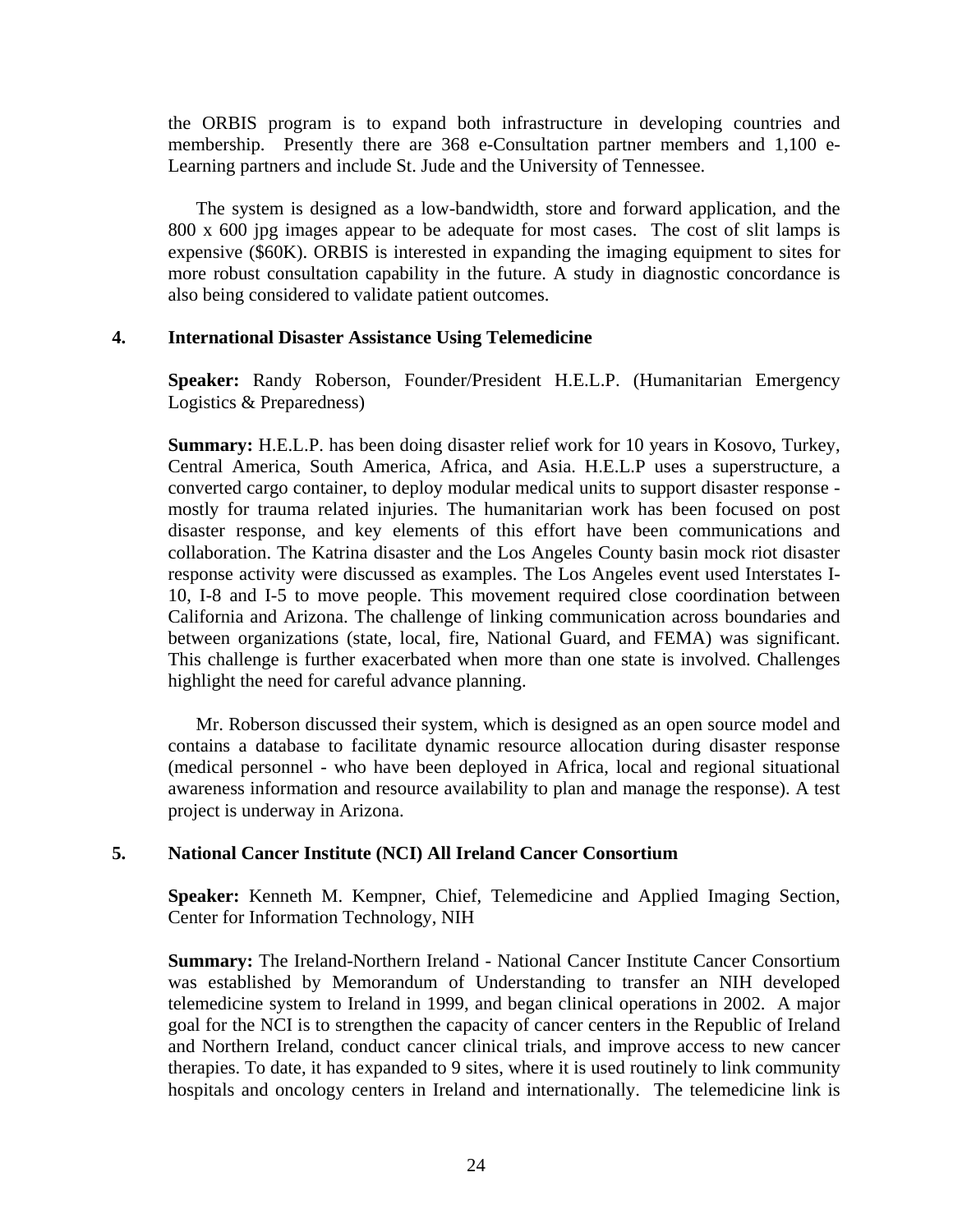the ORBIS program is to expand both infrastructure in developing countries and membership. Presently there are 368 e-Consultation partner members and 1,100 e-Learning partners and include St. Jude and the University of Tennessee.

The system is designed as a low-bandwidth, store and forward application, and the 800 x 600 jpg images appear to be adequate for most cases. The cost of slit lamps is expensive ($60K). ORBIS is interested in expanding the imaging equipment to sites for more robust consultation capability in the future. A study in diagnostic concordance is also being considered to validate patient outcomes.

### 4. International Disaster Assistance Using Telemedicine

**Speaker:** Randy Roberson, Founder/President H.E.L.P. (Humanitarian Emergency Logistics & Preparedness)

**Summary:** H.E.L.P. has been doing disaster relief work for 10 years in Kosovo, Turkey, Central America, South America, Africa, and Asia. H.E.L.P uses a superstructure, a converted cargo container, to deploy modular medical units to support disaster response - mostly for trauma related injuries. The humanitarian work has been focused on post disaster response, and key elements of this effort have been communications and collaboration. The Katrina disaster and the Los Angeles County basin mock riot disaster response activity were discussed as examples. The Los Angeles event used Interstates I-10, I-8 and I-5 to move people. This movement required close coordination between California and Arizona. The challenge of linking communication across boundaries and between organizations (state, local, fire, National Guard, and FEMA) was significant. This challenge is further exacerbated when more than one state is involved. Challenges highlight the need for careful advance planning.

Mr. Roberson discussed their system, which is designed as an open source model and contains a database to facilitate dynamic resource allocation during disaster response (medical personnel - who have been deployed in Africa, local and regional situational awareness information and resource availability to plan and manage the response). A test project is underway in Arizona.

### 5. National Cancer Institute (NCI) All Ireland Cancer Consortium

**Speaker:** Kenneth M. Kempner, Chief, Telemedicine and Applied Imaging Section, Center for Information Technology, NIH

**Summary:** The Ireland-Northern Ireland - National Cancer Institute Cancer Consortium was established by Memorandum of Understanding to transfer an NIH developed telemedicine system to Ireland in 1999, and began clinical operations in 2002. A major goal for the NCI is to strengthen the capacity of cancer centers in the Republic of Ireland and Northern Ireland, conduct cancer clinical trials, and improve access to new cancer therapies. To date, it has expanded to 9 sites, where it is used routinely to link community hospitals and oncology centers in Ireland and internationally. The telemedicine link is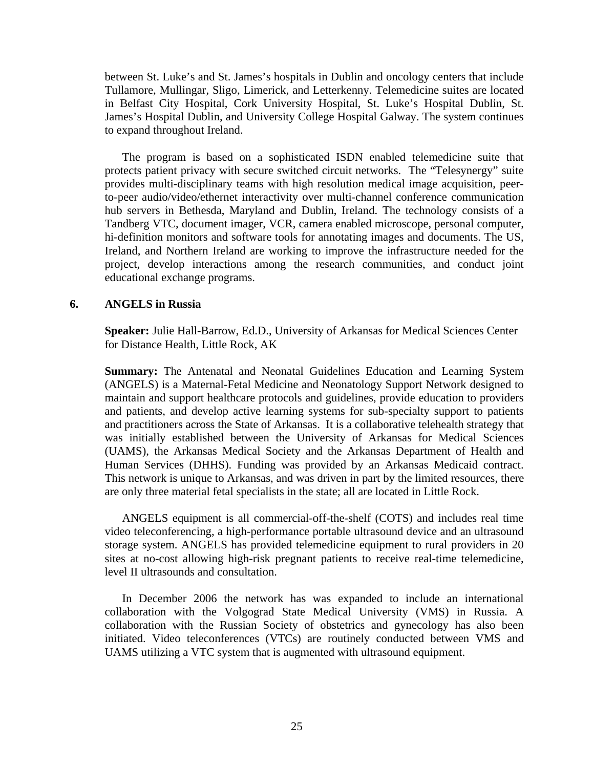between St. Luke's and St. James's hospitals in Dublin and oncology centers that include Tullamore, Mullingar, Sligo, Limerick, and Letterkenny. Telemedicine suites are located in Belfast City Hospital, Cork University Hospital, St. Luke's Hospital Dublin, St. James's Hospital Dublin, and University College Hospital Galway. The system continues to expand throughout Ireland.

The program is based on a sophisticated ISDN enabled telemedicine suite that protects patient privacy with secure switched circuit networks. The "Telesynergy" suite provides multi-disciplinary teams with high resolution medical image acquisition, peer-to-peer audio/video/ethernet interactivity over multi-channel conference communication hub servers in Bethesda, Maryland and Dublin, Ireland. The technology consists of a Tandberg VTC, document imager, VCR, camera enabled microscope, personal computer, hi-definition monitors and software tools for annotating images and documents. The US, Ireland, and Northern Ireland are working to improve the infrastructure needed for the project, develop interactions among the research communities, and conduct joint educational exchange programs.

## 6. ANGELS in Russia

**Speaker:** Julie Hall-Barrow, Ed.D., University of Arkansas for Medical Sciences Center for Distance Health, Little Rock, AK

**Summary:** The Antenatal and Neonatal Guidelines Education and Learning System (ANGELS) is a Maternal-Fetal Medicine and Neonatology Support Network designed to maintain and support healthcare protocols and guidelines, provide education to providers and patients, and develop active learning systems for sub-specialty support to patients and practitioners across the State of Arkansas. It is a collaborative telehealth strategy that was initially established between the University of Arkansas for Medical Sciences (UAMS), the Arkansas Medical Society and the Arkansas Department of Health and Human Services (DHHS). Funding was provided by an Arkansas Medicaid contract. This network is unique to Arkansas, and was driven in part by the limited resources, there are only three material fetal specialists in the state; all are located in Little Rock.

ANGELS equipment is all commercial-off-the-shelf (COTS) and includes real time video teleconferencing, a high-performance portable ultrasound device and an ultrasound storage system. ANGELS has provided telemedicine equipment to rural providers in 20 sites at no-cost allowing high-risk pregnant patients to receive real-time telemedicine, level II ultrasounds and consultation.

In December 2006 the network has was expanded to include an international collaboration with the Volgograd State Medical University (VMS) in Russia. A collaboration with the Russian Society of obstetrics and gynecology has also been initiated. Video teleconferences (VTCs) are routinely conducted between VMS and UAMS utilizing a VTC system that is augmented with ultrasound equipment.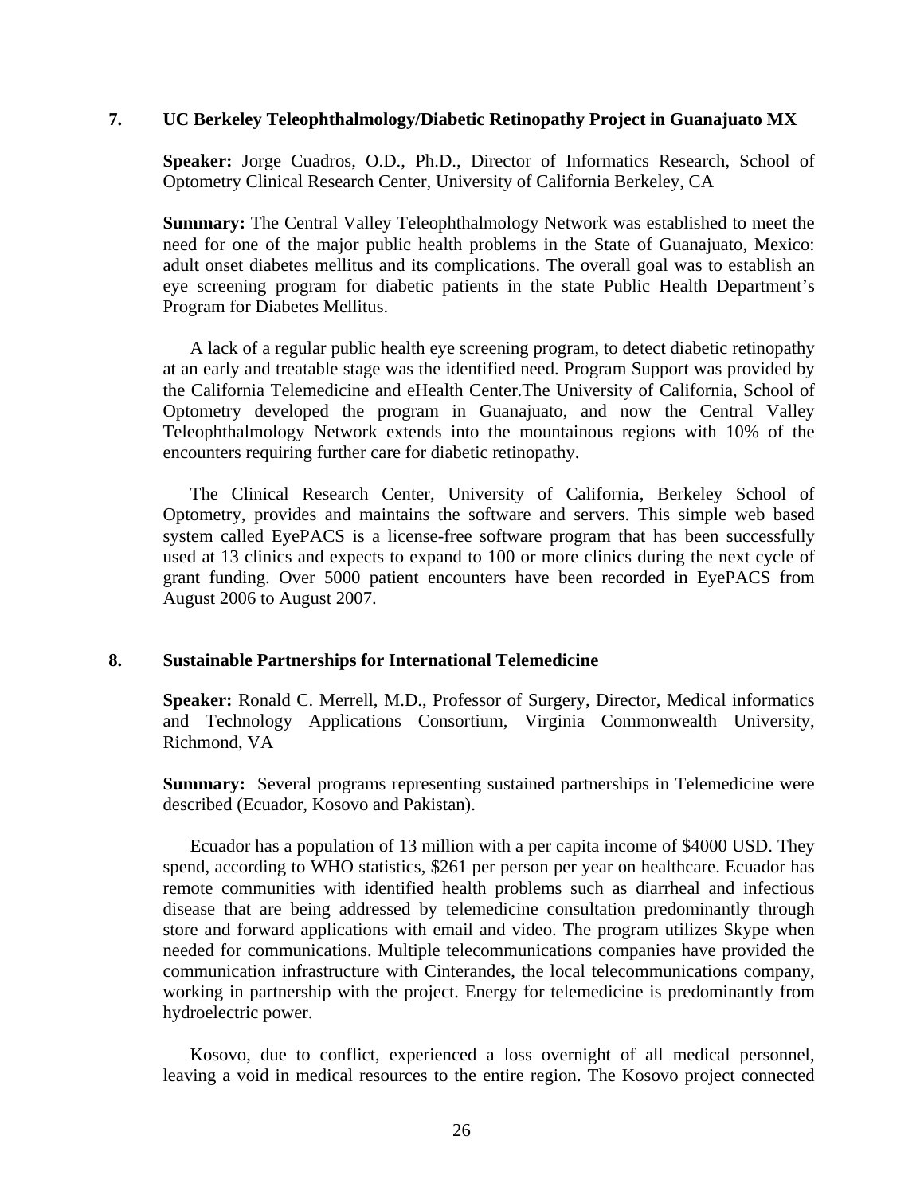## 7. UC Berkeley Teleophthalmology/Diabetic Retinopathy Project in Guanajuato MX

**Speaker:** Jorge Cuadros, O.D., Ph.D., Director of Informatics Research, School of Optometry Clinical Research Center, University of California Berkeley, CA

**Summary:** The Central Valley Teleophthalmology Network was established to meet the need for one of the major public health problems in the State of Guanajuato, Mexico: adult onset diabetes mellitus and its complications. The overall goal was to establish an eye screening program for diabetic patients in the state Public Health Department's Program for Diabetes Mellitus.

A lack of a regular public health eye screening program, to detect diabetic retinopathy at an early and treatable stage was the identified need. Program Support was provided by the California Telemedicine and eHealth Center.The University of California, School of Optometry developed the program in Guanajuato, and now the Central Valley Teleophthalmology Network extends into the mountainous regions with 10% of the encounters requiring further care for diabetic retinopathy.

The Clinical Research Center, University of California, Berkeley School of Optometry, provides and maintains the software and servers. This simple web based system called EyePACS is a license-free software program that has been successfully used at 13 clinics and expects to expand to 100 or more clinics during the next cycle of grant funding. Over 5000 patient encounters have been recorded in EyePACS from August 2006 to August 2007.

## 8. Sustainable Partnerships for International Telemedicine

**Speaker:** Ronald C. Merrell, M.D., Professor of Surgery, Director, Medical informatics and Technology Applications Consortium, Virginia Commonwealth University, Richmond, VA

**Summary:** Several programs representing sustained partnerships in Telemedicine were described (Ecuador, Kosovo and Pakistan).

Ecuador has a population of 13 million with a per capita income of $4000 USD. They spend, according to WHO statistics, $261 per person per year on healthcare. Ecuador has remote communities with identified health problems such as diarrheal and infectious disease that are being addressed by telemedicine consultation predominantly through store and forward applications with email and video. The program utilizes Skype when needed for communications. Multiple telecommunications companies have provided the communication infrastructure with Cinterandes, the local telecommunications company, working in partnership with the project. Energy for telemedicine is predominantly from hydroelectric power.

Kosovo, due to conflict, experienced a loss overnight of all medical personnel, leaving a void in medical resources to the entire region. The Kosovo project connected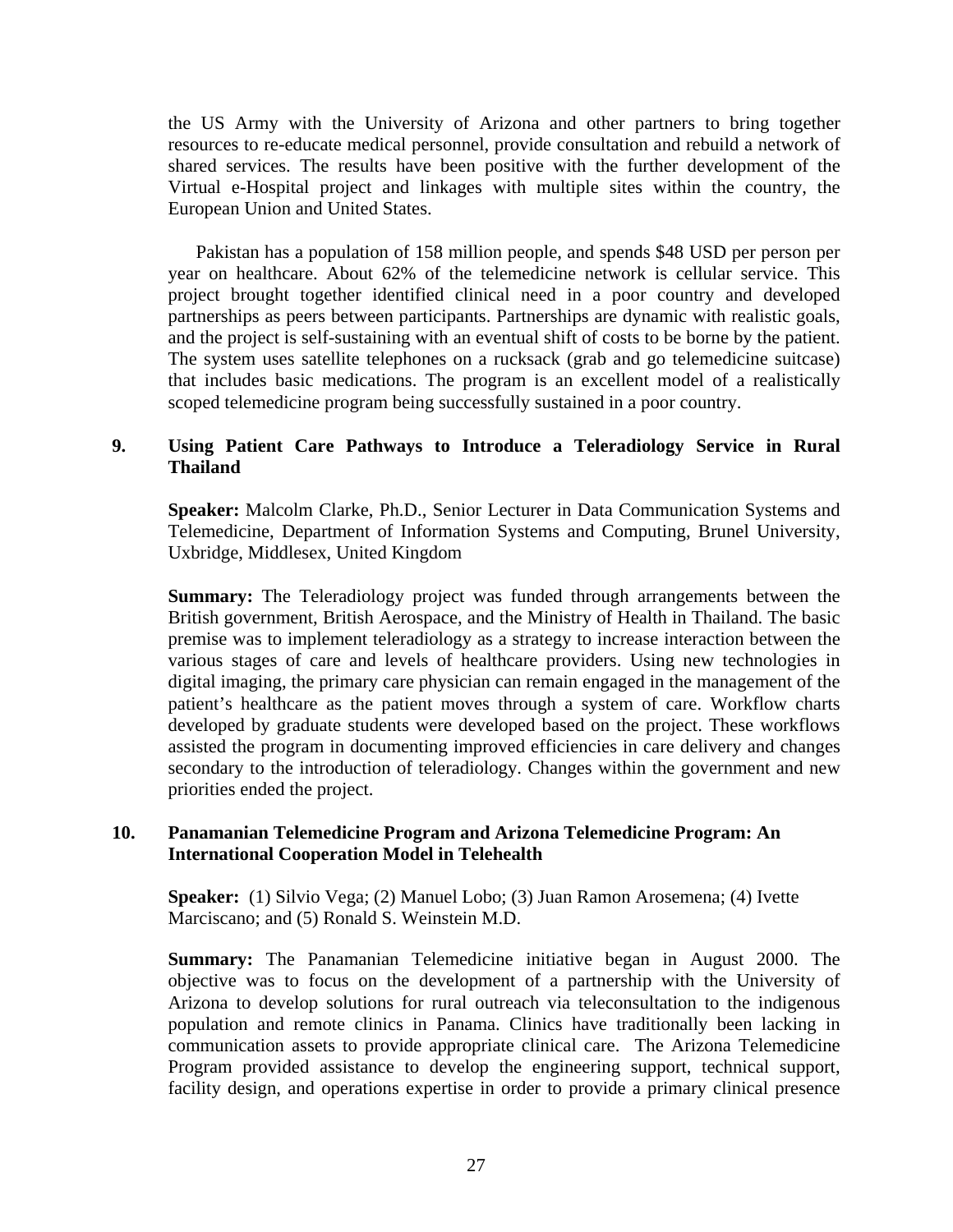the US Army with the University of Arizona and other partners to bring together resources to re-educate medical personnel, provide consultation and rebuild a network of shared services. The results have been positive with the further development of the Virtual e-Hospital project and linkages with multiple sites within the country, the European Union and United States.

Pakistan has a population of 158 million people, and spends $48 USD per person per year on healthcare. About 62% of the telemedicine network is cellular service. This project brought together identified clinical need in a poor country and developed partnerships as peers between participants. Partnerships are dynamic with realistic goals, and the project is self-sustaining with an eventual shift of costs to be borne by the patient. The system uses satellite telephones on a rucksack (grab and go telemedicine suitcase) that includes basic medications. The program is an excellent model of a realistically scoped telemedicine program being successfully sustained in a poor country.

### 9. Using Patient Care Pathways to Introduce a Teleradiology Service in Rural Thailand

**Speaker:** Malcolm Clarke, Ph.D., Senior Lecturer in Data Communication Systems and Telemedicine, Department of Information Systems and Computing, Brunel University, Uxbridge, Middlesex, United Kingdom

**Summary:** The Teleradiology project was funded through arrangements between the British government, British Aerospace, and the Ministry of Health in Thailand. The basic premise was to implement teleradiology as a strategy to increase interaction between the various stages of care and levels of healthcare providers. Using new technologies in digital imaging, the primary care physician can remain engaged in the management of the patient's healthcare as the patient moves through a system of care. Workflow charts developed by graduate students were developed based on the project. These workflows assisted the program in documenting improved efficiencies in care delivery and changes secondary to the introduction of teleradiology. Changes within the government and new priorities ended the project.

### 10. Panamanian Telemedicine Program and Arizona Telemedicine Program: An International Cooperation Model in Telehealth

**Speaker:** (1) Silvio Vega; (2) Manuel Lobo; (3) Juan Ramon Arosemena; (4) Ivette Marciscano; and (5) Ronald S. Weinstein M.D.

**Summary:** The Panamanian Telemedicine initiative began in August 2000. The objective was to focus on the development of a partnership with the University of Arizona to develop solutions for rural outreach via teleconsultation to the indigenous population and remote clinics in Panama. Clinics have traditionally been lacking in communication assets to provide appropriate clinical care. The Arizona Telemedicine Program provided assistance to develop the engineering support, technical support, facility design, and operations expertise in order to provide a primary clinical presence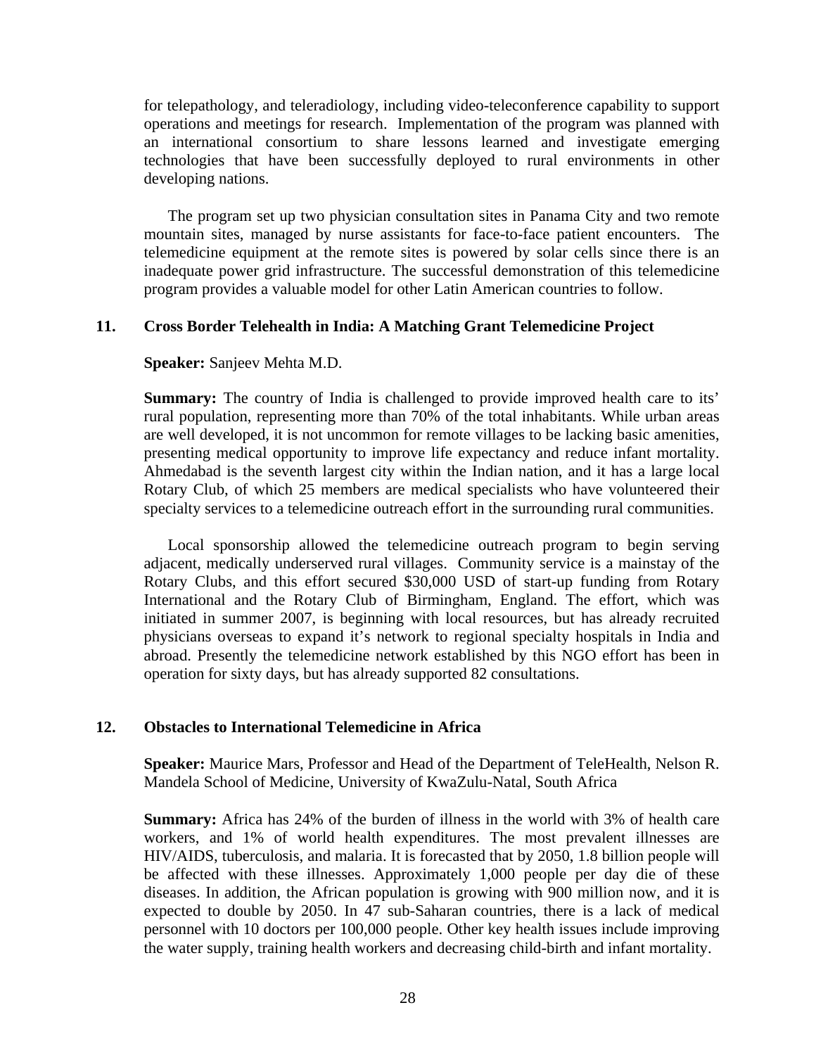for telepathology, and teleradiology, including video-teleconference capability to support operations and meetings for research. Implementation of the program was planned with an international consortium to share lessons learned and investigate emerging technologies that have been successfully deployed to rural environments in other developing nations.

The program set up two physician consultation sites in Panama City and two remote mountain sites, managed by nurse assistants for face-to-face patient encounters. The telemedicine equipment at the remote sites is powered by solar cells since there is an inadequate power grid infrastructure. The successful demonstration of this telemedicine program provides a valuable model for other Latin American countries to follow.

### 11. Cross Border Telehealth in India: A Matching Grant Telemedicine Project

**Speaker:** Sanjeev Mehta M.D.

**Summary:** The country of India is challenged to provide improved health care to its' rural population, representing more than 70% of the total inhabitants. While urban areas are well developed, it is not uncommon for remote villages to be lacking basic amenities, presenting medical opportunity to improve life expectancy and reduce infant mortality. Ahmedabad is the seventh largest city within the Indian nation, and it has a large local Rotary Club, of which 25 members are medical specialists who have volunteered their specialty services to a telemedicine outreach effort in the surrounding rural communities.

Local sponsorship allowed the telemedicine outreach program to begin serving adjacent, medically underserved rural villages. Community service is a mainstay of the Rotary Clubs, and this effort secured $30,000 USD of start-up funding from Rotary International and the Rotary Club of Birmingham, England. The effort, which was initiated in summer 2007, is beginning with local resources, but has already recruited physicians overseas to expand it's network to regional specialty hospitals in India and abroad. Presently the telemedicine network established by this NGO effort has been in operation for sixty days, but has already supported 82 consultations.

### 12. Obstacles to International Telemedicine in Africa

**Speaker:** Maurice Mars, Professor and Head of the Department of TeleHealth, Nelson R. Mandela School of Medicine, University of KwaZulu-Natal, South Africa

**Summary:** Africa has 24% of the burden of illness in the world with 3% of health care workers, and 1% of world health expenditures. The most prevalent illnesses are HIV/AIDS, tuberculosis, and malaria. It is forecasted that by 2050, 1.8 billion people will be affected with these illnesses. Approximately 1,000 people per day die of these diseases. In addition, the African population is growing with 900 million now, and it is expected to double by 2050. In 47 sub-Saharan countries, there is a lack of medical personnel with 10 doctors per 100,000 people. Other key health issues include improving the water supply, training health workers and decreasing child-birth and infant mortality.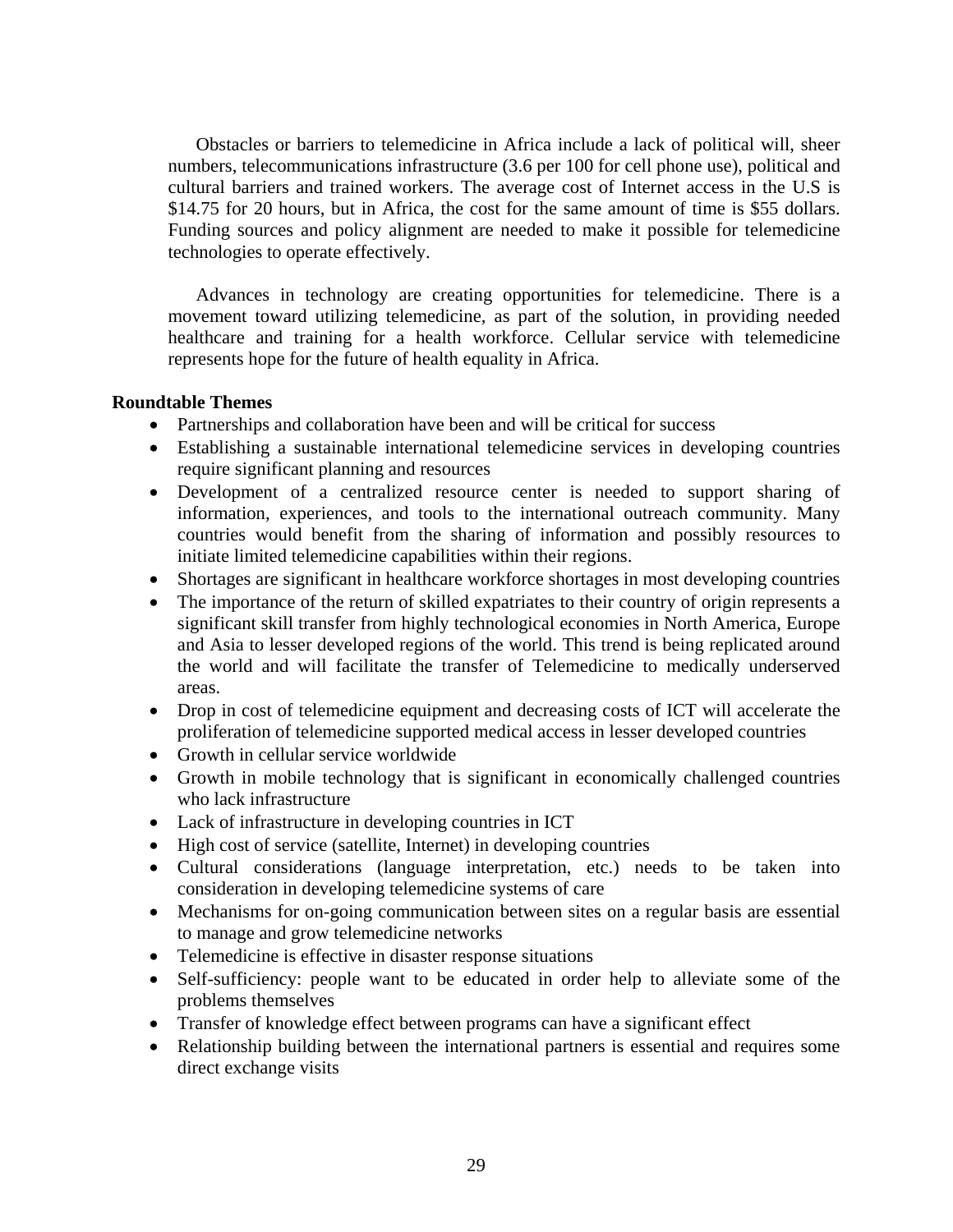Obstacles or barriers to telemedicine in Africa include a lack of political will, sheer numbers, telecommunications infrastructure (3.6 per 100 for cell phone use), political and cultural barriers and trained workers. The average cost of Internet access in the U.S is $14.75 for 20 hours, but in Africa, the cost for the same amount of time is $55 dollars. Funding sources and policy alignment are needed to make it possible for telemedicine technologies to operate effectively.

Advances in technology are creating opportunities for telemedicine. There is a movement toward utilizing telemedicine, as part of the solution, in providing needed healthcare and training for a health workforce. Cellular service with telemedicine represents hope for the future of health equality in Africa.

**Roundtable Themes**

- Partnerships and collaboration have been and will be critical for success
- Establishing a sustainable international telemedicine services in developing countries require significant planning and resources
- Development of a centralized resource center is needed to support sharing of information, experiences, and tools to the international outreach community. Many countries would benefit from the sharing of information and possibly resources to initiate limited telemedicine capabilities within their regions.
- Shortages are significant in healthcare workforce shortages in most developing countries
- The importance of the return of skilled expatriates to their country of origin represents a significant skill transfer from highly technological economies in North America, Europe and Asia to lesser developed regions of the world. This trend is being replicated around the world and will facilitate the transfer of Telemedicine to medically underserved areas.
- Drop in cost of telemedicine equipment and decreasing costs of ICT will accelerate the proliferation of telemedicine supported medical access in lesser developed countries
- Growth in cellular service worldwide
- Growth in mobile technology that is significant in economically challenged countries who lack infrastructure
- Lack of infrastructure in developing countries in ICT
- High cost of service (satellite, Internet) in developing countries
- Cultural considerations (language interpretation, etc.) needs to be taken into consideration in developing telemedicine systems of care
- Mechanisms for on-going communication between sites on a regular basis are essential to manage and grow telemedicine networks
- Telemedicine is effective in disaster response situations
- Self-sufficiency: people want to be educated in order help to alleviate some of the problems themselves
- Transfer of knowledge effect between programs can have a significant effect
- Relationship building between the international partners is essential and requires some direct exchange visits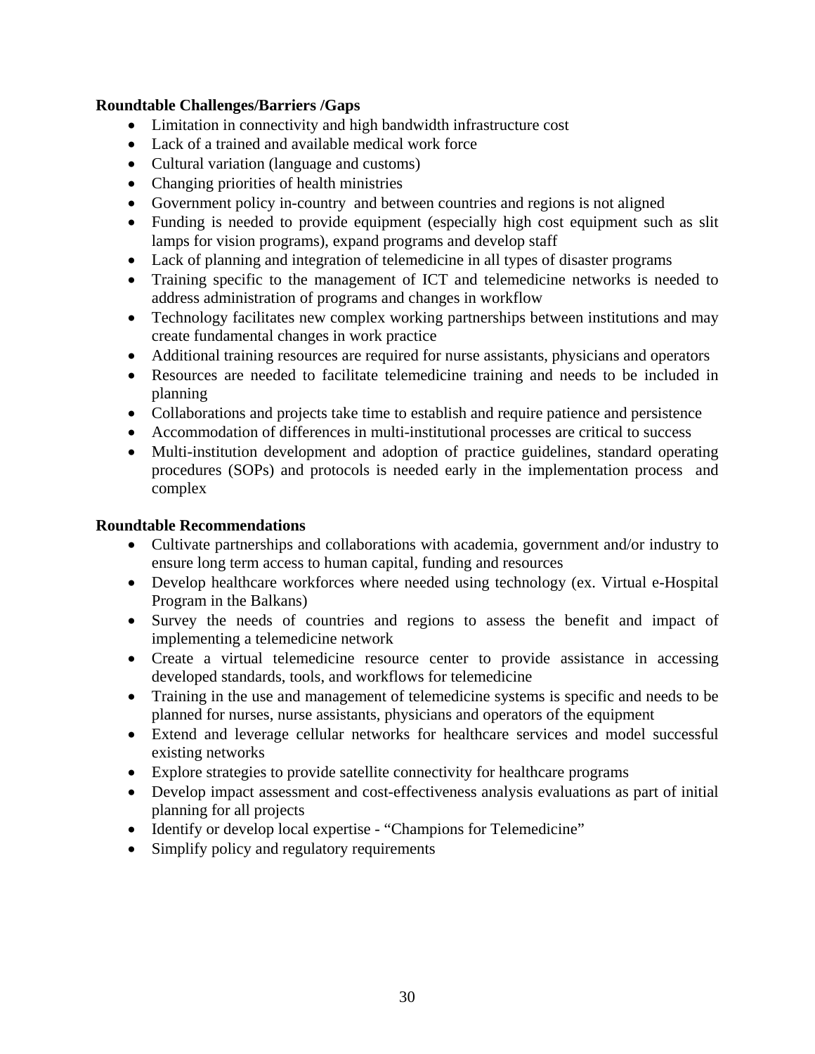**Roundtable Challenges/Barriers /Gaps**

- Limitation in connectivity and high bandwidth infrastructure cost
- Lack of a trained and available medical work force
- Cultural variation (language and customs)
- Changing priorities of health ministries
- Government policy in-country and between countries and regions is not aligned
- Funding is needed to provide equipment (especially high cost equipment such as slit lamps for vision programs), expand programs and develop staff
- Lack of planning and integration of telemedicine in all types of disaster programs
- Training specific to the management of ICT and telemedicine networks is needed to address administration of programs and changes in workflow
- Technology facilitates new complex working partnerships between institutions and may create fundamental changes in work practice
- Additional training resources are required for nurse assistants, physicians and operators
- Resources are needed to facilitate telemedicine training and needs to be included in planning
- Collaborations and projects take time to establish and require patience and persistence
- Accommodation of differences in multi-institutional processes are critical to success
- Multi-institution development and adoption of practice guidelines, standard operating procedures (SOPs) and protocols is needed early in the implementation process and complex

**Roundtable Recommendations**

- Cultivate partnerships and collaborations with academia, government and/or industry to ensure long term access to human capital, funding and resources
- Develop healthcare workforces where needed using technology (ex. Virtual e-Hospital Program in the Balkans)
- Survey the needs of countries and regions to assess the benefit and impact of implementing a telemedicine network
- Create a virtual telemedicine resource center to provide assistance in accessing developed standards, tools, and workflows for telemedicine
- Training in the use and management of telemedicine systems is specific and needs to be planned for nurses, nurse assistants, physicians and operators of the equipment
- Extend and leverage cellular networks for healthcare services and model successful existing networks
- Explore strategies to provide satellite connectivity for healthcare programs
- Develop impact assessment and cost-effectiveness analysis evaluations as part of initial planning for all projects
- Identify or develop local expertise - "Champions for Telemedicine"
- Simplify policy and regulatory requirements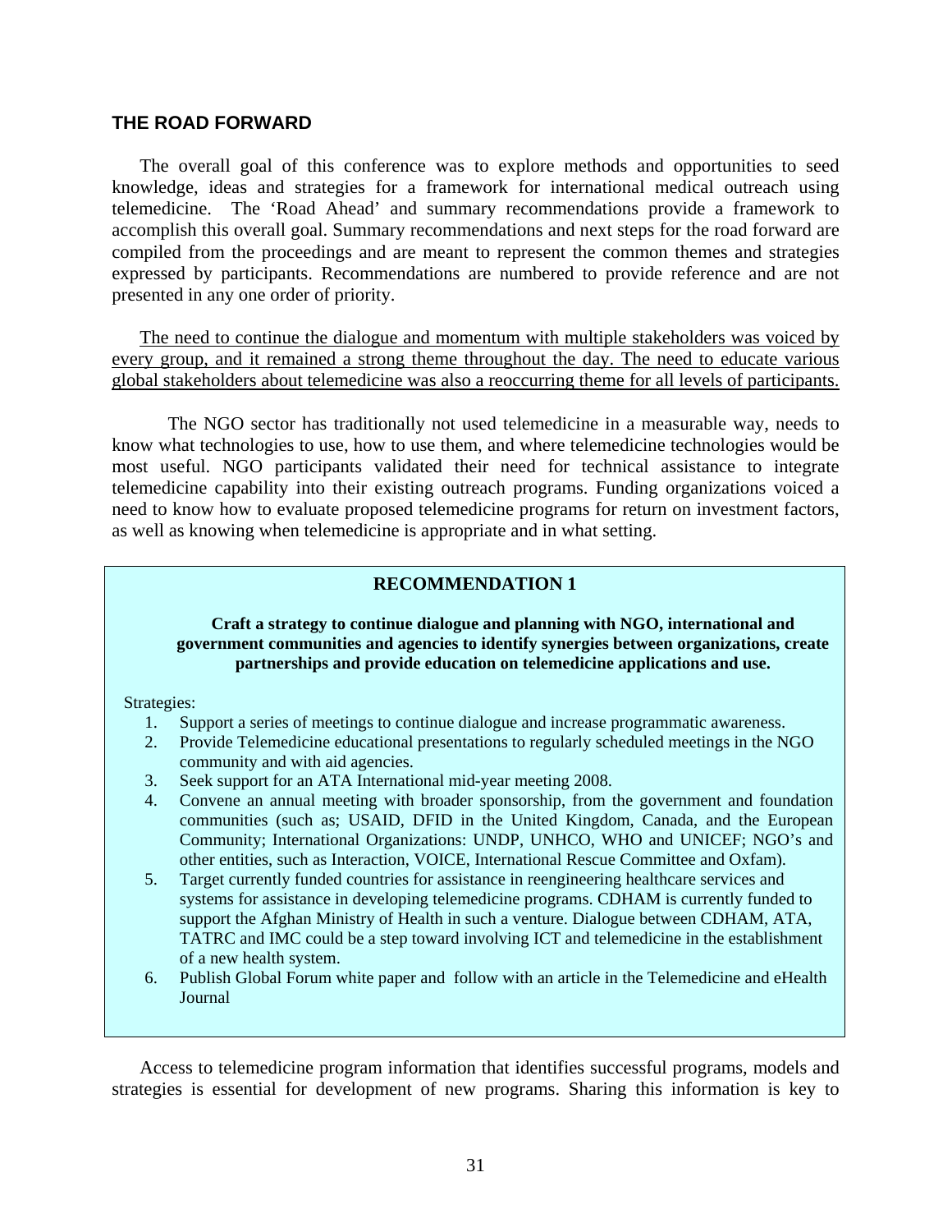## THE ROAD FORWARD

The overall goal of this conference was to explore methods and opportunities to seed knowledge, ideas and strategies for a framework for international medical outreach using telemedicine. The 'Road Ahead' and summary recommendations provide a framework to accomplish this overall goal. Summary recommendations and next steps for the road forward are compiled from the proceedings and are meant to represent the common themes and strategies expressed by participants. Recommendations are numbered to provide reference and are not presented in any one order of priority.

<u>The need to continue the dialogue and momentum with multiple stakeholders was voiced by every group, and it remained a strong theme throughout the day. The need to educate various global stakeholders about telemedicine was also a reoccurring theme for all levels of participants.</u>

The NGO sector has traditionally not used telemedicine in a measurable way, needs to know what technologies to use, how to use them, and where telemedicine technologies would be most useful. NGO participants validated their need for technical assistance to integrate telemedicine capability into their existing outreach programs. Funding organizations voiced a need to know how to evaluate proposed telemedicine programs for return on investment factors, as well as knowing when telemedicine is appropriate and in what setting.

**RECOMMENDATION 1**

**Craft a strategy to continue dialogue and planning with NGO, international and government communities and agencies to identify synergies between organizations, create partnerships and provide education on telemedicine applications and use.**

Strategies:

1. Support a series of meetings to continue dialogue and increase programmatic awareness.
2. Provide Telemedicine educational presentations to regularly scheduled meetings in the NGO community and with aid agencies.
3. Seek support for an ATA International mid-year meeting 2008.
4. Convene an annual meeting with broader sponsorship, from the government and foundation communities (such as; USAID, DFID in the United Kingdom, Canada, and the European Community; International Organizations: UNDP, UNHCO, WHO and UNICEF; NGO's and other entities, such as Interaction, VOICE, International Rescue Committee and Oxfam).
5. Target currently funded countries for assistance in reengineering healthcare services and systems for assistance in developing telemedicine programs. CDHAM is currently funded to support the Afghan Ministry of Health in such a venture. Dialogue between CDHAM, ATA, TATRC and IMC could be a step toward involving ICT and telemedicine in the establishment of a new health system.
6. Publish Global Forum white paper and follow with an article in the Telemedicine and eHealth Journal

Access to telemedicine program information that identifies successful programs, models and strategies is essential for development of new programs. Sharing this information is key to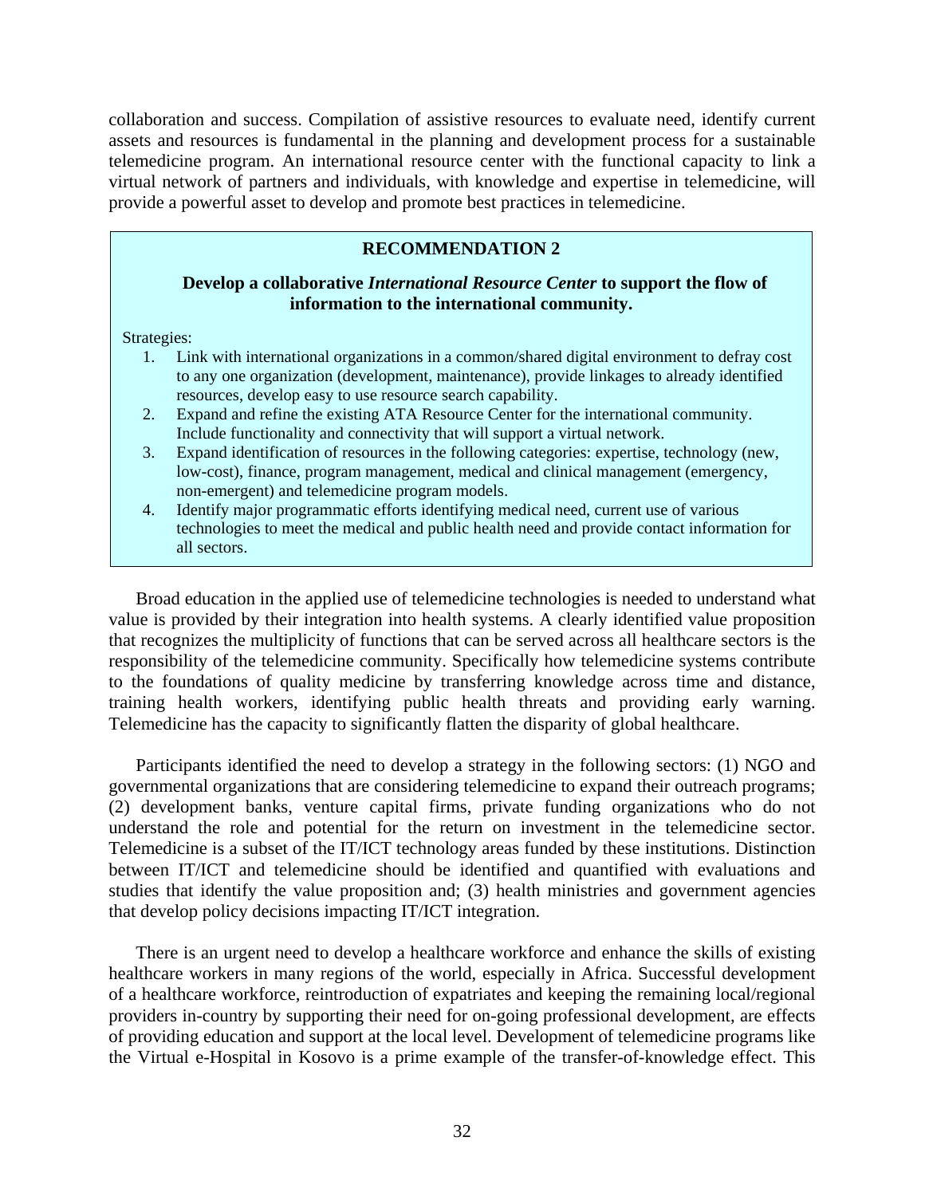collaboration and success. Compilation of assistive resources to evaluate need, identify current assets and resources is fundamental in the planning and development process for a sustainable telemedicine program. An international resource center with the functional capacity to link a virtual network of partners and individuals, with knowledge and expertise in telemedicine, will provide a powerful asset to develop and promote best practices in telemedicine.

**RECOMMENDATION 2**

**Develop a collaborative *International Resource Center* to support the flow of information to the international community.**

Strategies:

1. Link with international organizations in a common/shared digital environment to defray cost to any one organization (development, maintenance), provide linkages to already identified resources, develop easy to use resource search capability.
2. Expand and refine the existing ATA Resource Center for the international community. Include functionality and connectivity that will support a virtual network.
3. Expand identification of resources in the following categories: expertise, technology (new, low-cost), finance, program management, medical and clinical management (emergency, non-emergent) and telemedicine program models.
4. Identify major programmatic efforts identifying medical need, current use of various technologies to meet the medical and public health need and provide contact information for all sectors.

Broad education in the applied use of telemedicine technologies is needed to understand what value is provided by their integration into health systems. A clearly identified value proposition that recognizes the multiplicity of functions that can be served across all healthcare sectors is the responsibility of the telemedicine community. Specifically how telemedicine systems contribute to the foundations of quality medicine by transferring knowledge across time and distance, training health workers, identifying public health threats and providing early warning. Telemedicine has the capacity to significantly flatten the disparity of global healthcare.

Participants identified the need to develop a strategy in the following sectors: (1) NGO and governmental organizations that are considering telemedicine to expand their outreach programs; (2) development banks, venture capital firms, private funding organizations who do not understand the role and potential for the return on investment in the telemedicine sector. Telemedicine is a subset of the IT/ICT technology areas funded by these institutions. Distinction between IT/ICT and telemedicine should be identified and quantified with evaluations and studies that identify the value proposition and; (3) health ministries and government agencies that develop policy decisions impacting IT/ICT integration.

There is an urgent need to develop a healthcare workforce and enhance the skills of existing healthcare workers in many regions of the world, especially in Africa. Successful development of a healthcare workforce, reintroduction of expatriates and keeping the remaining local/regional providers in-country by supporting their need for on-going professional development, are effects of providing education and support at the local level. Development of telemedicine programs like the Virtual e-Hospital in Kosovo is a prime example of the transfer-of-knowledge effect. This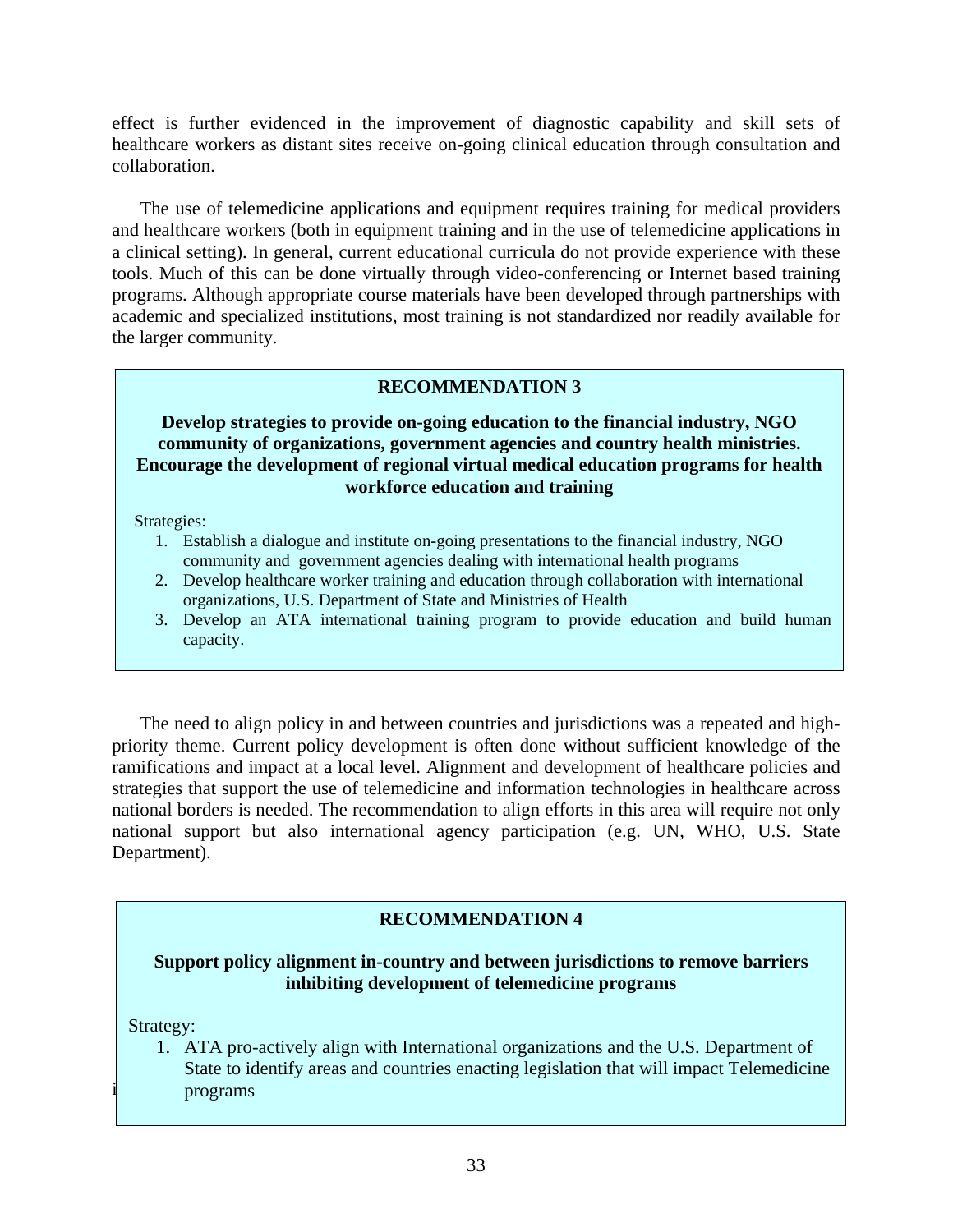effect is further evidenced in the improvement of diagnostic capability and skill sets of healthcare workers as distant sites receive on-going clinical education through consultation and collaboration.

The use of telemedicine applications and equipment requires training for medical providers and healthcare workers (both in equipment training and in the use of telemedicine applications in a clinical setting). In general, current educational curricula do not provide experience with these tools. Much of this can be done virtually through video-conferencing or Internet based training programs. Although appropriate course materials have been developed through partnerships with academic and specialized institutions, most training is not standardized nor readily available for the larger community.

> **RECOMMENDATION 3**
>
> **Develop strategies to provide on-going education to the financial industry, NGO community of organizations, government agencies and country health ministries. Encourage the development of regional virtual medical education programs for health workforce education and training**
>
> Strategies:
>
> 1. Establish a dialogue and institute on-going presentations to the financial industry, NGO community and government agencies dealing with international health programs
> 2. Develop healthcare worker training and education through collaboration with international organizations, U.S. Department of State and Ministries of Health
> 3. Develop an ATA international training program to provide education and build human capacity.

The need to align policy in and between countries and jurisdictions was a repeated and high-priority theme. Current policy development is often done without sufficient knowledge of the ramifications and impact at a local level. Alignment and development of healthcare policies and strategies that support the use of telemedicine and information technologies in healthcare across national borders is needed. The recommendation to align efforts in this area will require not only national support but also international agency participation (e.g. UN, WHO, U.S. State Department).

> **RECOMMENDATION 4**
>
> **Support policy alignment in-country and between jurisdictions to remove barriers inhibiting development of telemedicine programs**
>
> Strategy:
>
> 1. ATA pro-actively align with International organizations and the U.S. Department of State to identify areas and countries enacting legislation that will impact Telemedicine programs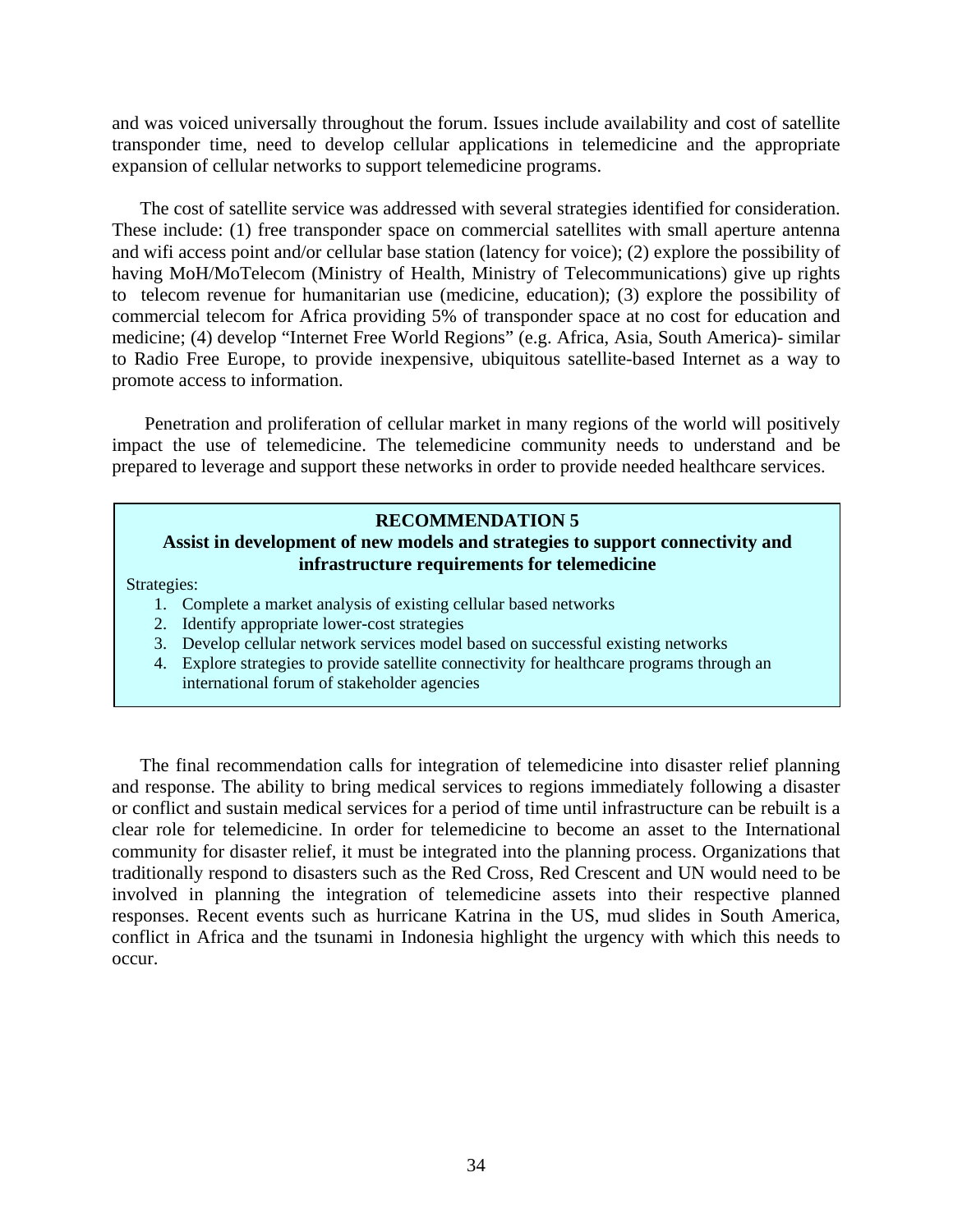and was voiced universally throughout the forum. Issues include availability and cost of satellite transponder time, need to develop cellular applications in telemedicine and the appropriate expansion of cellular networks to support telemedicine programs.

The cost of satellite service was addressed with several strategies identified for consideration. These include: (1) free transponder space on commercial satellites with small aperture antenna and wifi access point and/or cellular base station (latency for voice); (2) explore the possibility of having MoH/MoTelecom (Ministry of Health, Ministry of Telecommunications) give up rights to telecom revenue for humanitarian use (medicine, education); (3) explore the possibility of commercial telecom for Africa providing 5% of transponder space at no cost for education and medicine; (4) develop "Internet Free World Regions" (e.g. Africa, Asia, South America)- similar to Radio Free Europe, to provide inexpensive, ubiquitous satellite-based Internet as a way to promote access to information.

Penetration and proliferation of cellular market in many regions of the world will positively impact the use of telemedicine. The telemedicine community needs to understand and be prepared to leverage and support these networks in order to provide needed healthcare services.

**RECOMMENDATION 5**

**Assist in development of new models and strategies to support connectivity and infrastructure requirements for telemedicine**

Strategies:

1. Complete a market analysis of existing cellular based networks
2. Identify appropriate lower-cost strategies
3. Develop cellular network services model based on successful existing networks
4. Explore strategies to provide satellite connectivity for healthcare programs through an international forum of stakeholder agencies

The final recommendation calls for integration of telemedicine into disaster relief planning and response. The ability to bring medical services to regions immediately following a disaster or conflict and sustain medical services for a period of time until infrastructure can be rebuilt is a clear role for telemedicine. In order for telemedicine to become an asset to the International community for disaster relief, it must be integrated into the planning process. Organizations that traditionally respond to disasters such as the Red Cross, Red Crescent and UN would need to be involved in planning the integration of telemedicine assets into their respective planned responses. Recent events such as hurricane Katrina in the US, mud slides in South America, conflict in Africa and the tsunami in Indonesia highlight the urgency with which this needs to occur.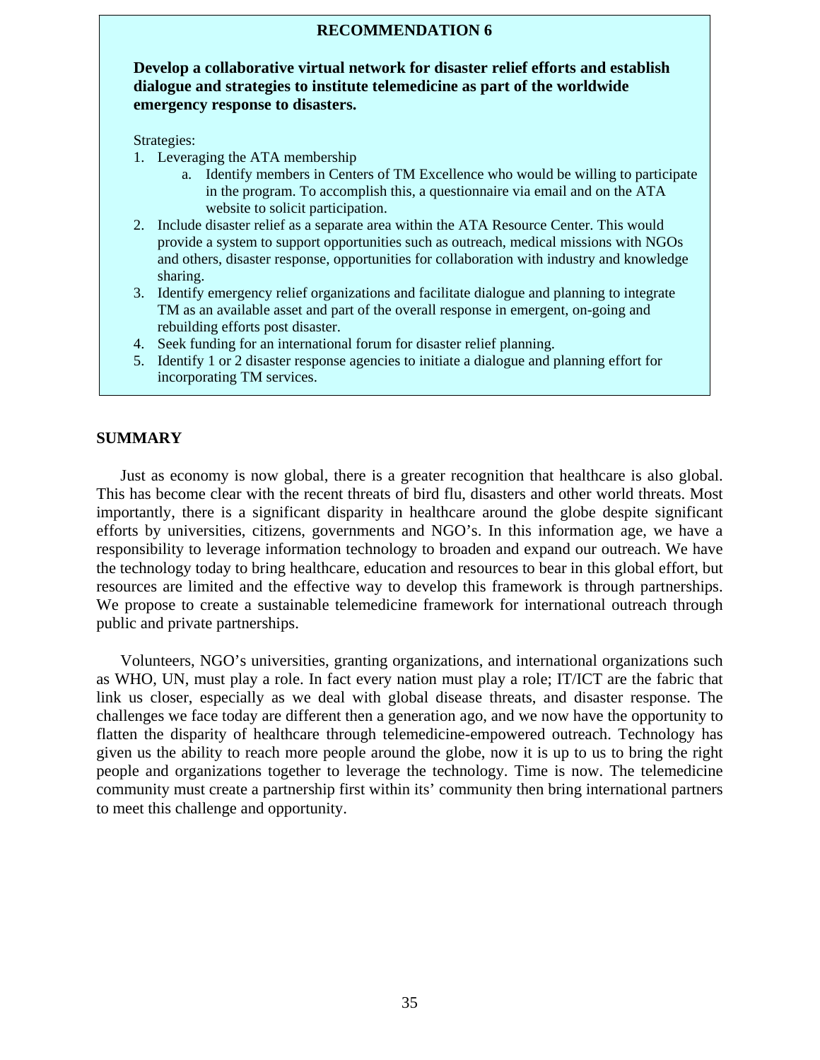## RECOMMENDATION 6

**Develop a collaborative virtual network for disaster relief efforts and establish dialogue and strategies to institute telemedicine as part of the worldwide emergency response to disasters.**

Strategies:

1. Leveraging the ATA membership
   a. Identify members in Centers of TM Excellence who would be willing to participate in the program. To accomplish this, a questionnaire via email and on the ATA website to solicit participation.
2. Include disaster relief as a separate area within the ATA Resource Center. This would provide a system to support opportunities such as outreach, medical missions with NGOs and others, disaster response, opportunities for collaboration with industry and knowledge sharing.
3. Identify emergency relief organizations and facilitate dialogue and planning to integrate TM as an available asset and part of the overall response in emergent, on-going and rebuilding efforts post disaster.
4. Seek funding for an international forum for disaster relief planning.
5. Identify 1 or 2 disaster response agencies to initiate a dialogue and planning effort for incorporating TM services.

## SUMMARY

Just as economy is now global, there is a greater recognition that healthcare is also global. This has become clear with the recent threats of bird flu, disasters and other world threats. Most importantly, there is a significant disparity in healthcare around the globe despite significant efforts by universities, citizens, governments and NGO's. In this information age, we have a responsibility to leverage information technology to broaden and expand our outreach. We have the technology today to bring healthcare, education and resources to bear in this global effort, but resources are limited and the effective way to develop this framework is through partnerships. We propose to create a sustainable telemedicine framework for international outreach through public and private partnerships.

Volunteers, NGO's universities, granting organizations, and international organizations such as WHO, UN, must play a role. In fact every nation must play a role; IT/ICT are the fabric that link us closer, especially as we deal with global disease threats, and disaster response. The challenges we face today are different then a generation ago, and we now have the opportunity to flatten the disparity of healthcare through telemedicine-empowered outreach. Technology has given us the ability to reach more people around the globe, now it is up to us to bring the right people and organizations together to leverage the technology. Time is now. The telemedicine community must create a partnership first within its' community then bring international partners to meet this challenge and opportunity.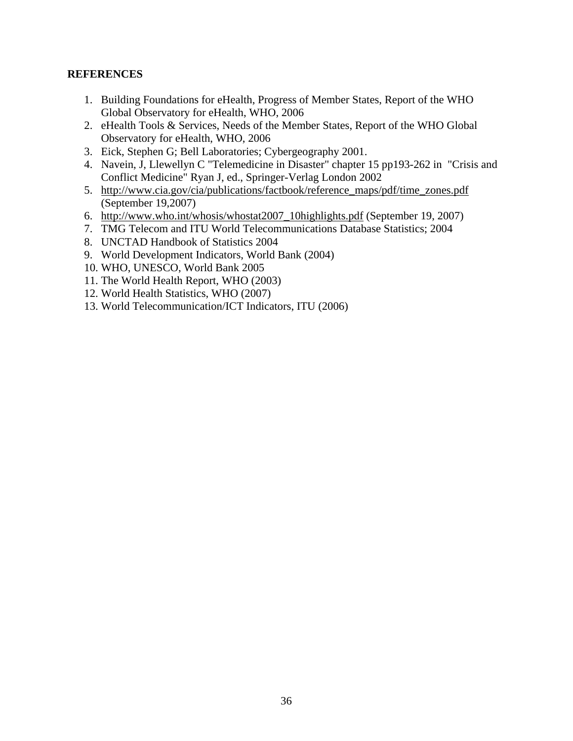**REFERENCES**

1. Building Foundations for eHealth, Progress of Member States, Report of the WHO Global Observatory for eHealth, WHO, 2006
2. eHealth Tools & Services, Needs of the Member States, Report of the WHO Global Observatory for eHealth, WHO, 2006
3. Eick, Stephen G; Bell Laboratories; Cybergeography 2001.
4. Navein, J, Llewellyn C "Telemedicine in Disaster" chapter 15 pp193-262 in "Crisis and Conflict Medicine" Ryan J, ed., Springer-Verlag London 2002
5. http://www.cia.gov/cia/publications/factbook/reference_maps/pdf/time_zones.pdf (September 19,2007)
6. http://www.who.int/whosis/whostat2007_10highlights.pdf (September 19, 2007)
7. TMG Telecom and ITU World Telecommunications Database Statistics; 2004
8. UNCTAD Handbook of Statistics 2004
9. World Development Indicators, World Bank (2004)
10. WHO, UNESCO, World Bank 2005
11. The World Health Report, WHO (2003)
12. World Health Statistics, WHO (2007)
13. World Telecommunication/ICT Indicators, ITU (2006)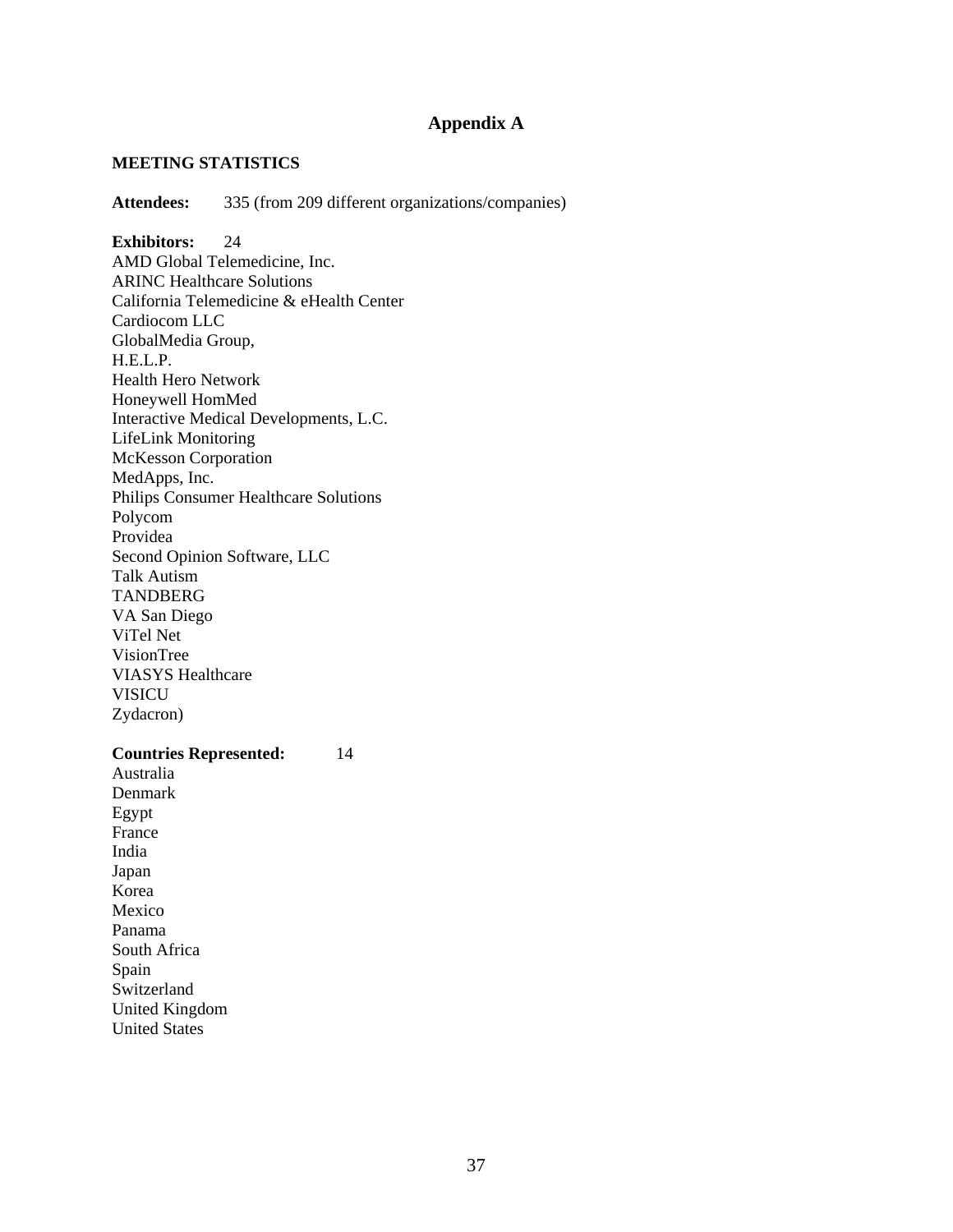# Appendix A

**MEETING STATISTICS**

**Attendees:** 335 (from 209 different organizations/companies)

**Exhibitors:** 24

AMD Global Telemedicine, Inc.
ARINC Healthcare Solutions
California Telemedicine & eHealth Center
Cardiocom LLC
GlobalMedia Group,
H.E.L.P.
Health Hero Network
Honeywell HomMed
Interactive Medical Developments, L.C.
LifeLink Monitoring
McKesson Corporation
MedApps, Inc.
Philips Consumer Healthcare Solutions
Polycom
Providea
Second Opinion Software, LLC
Talk Autism
TANDBERG
VA San Diego
ViTel Net
VisionTree
VIASYS Healthcare
VISICU
Zydacron)

**Countries Represented:** 14

Australia
Denmark
Egypt
France
India
Japan
Korea
Mexico
Panama
South Africa
Spain
Switzerland
United Kingdom
United States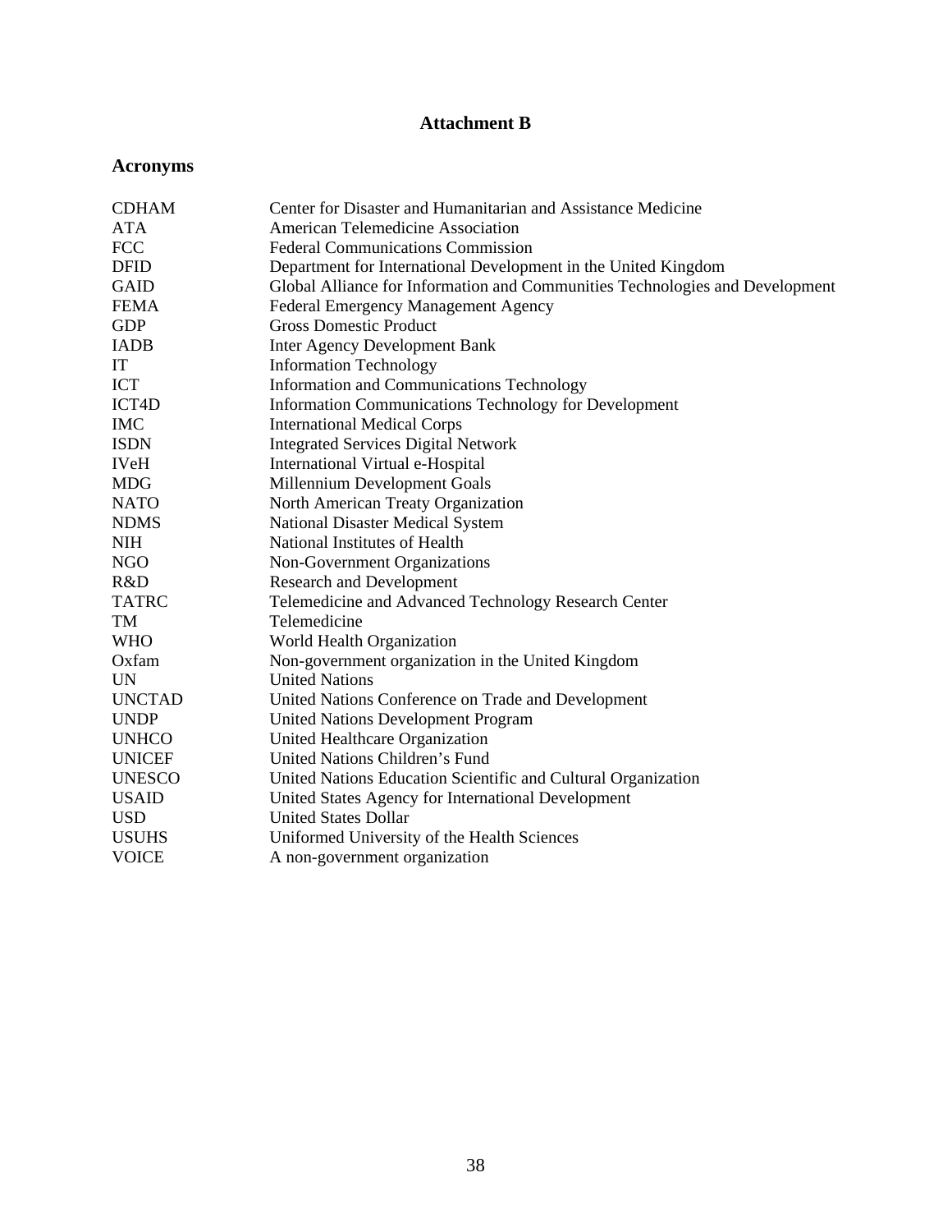# Attachment B

## Acronyms

| | |
|---|---|
| CDHAM | Center for Disaster and Humanitarian and Assistance Medicine |
| ATA | American Telemedicine Association |
| FCC | Federal Communications Commission |
| DFID | Department for International Development in the United Kingdom |
| GAID | Global Alliance for Information and Communities Technologies and Development |
| FEMA | Federal Emergency Management Agency |
| GDP | Gross Domestic Product |
| IADB | Inter Agency Development Bank |
| IT | Information Technology |
| ICT | Information and Communications Technology |
| ICT4D | Information Communications Technology for Development |
| IMC | International Medical Corps |
| ISDN | Integrated Services Digital Network |
| IVeH | International Virtual e-Hospital |
| MDG | Millennium Development Goals |
| NATO | North American Treaty Organization |
| NDMS | National Disaster Medical System |
| NIH | National Institutes of Health |
| NGO | Non-Government Organizations |
| R&D | Research and Development |
| TATRC | Telemedicine and Advanced Technology Research Center |
| TM | Telemedicine |
| WHO | World Health Organization |
| Oxfam | Non-government organization in the United Kingdom |
| UN | United Nations |
| UNCTAD | United Nations Conference on Trade and Development |
| UNDP | United Nations Development Program |
| UNHCO | United Healthcare Organization |
| UNICEF | United Nations Children's Fund |
| UNESCO | United Nations Education Scientific and Cultural Organization |
| USAID | United States Agency for International Development |
| USD | United States Dollar |
| USUHS | Uniformed University of the Health Sciences |
| VOICE | A non-government organization |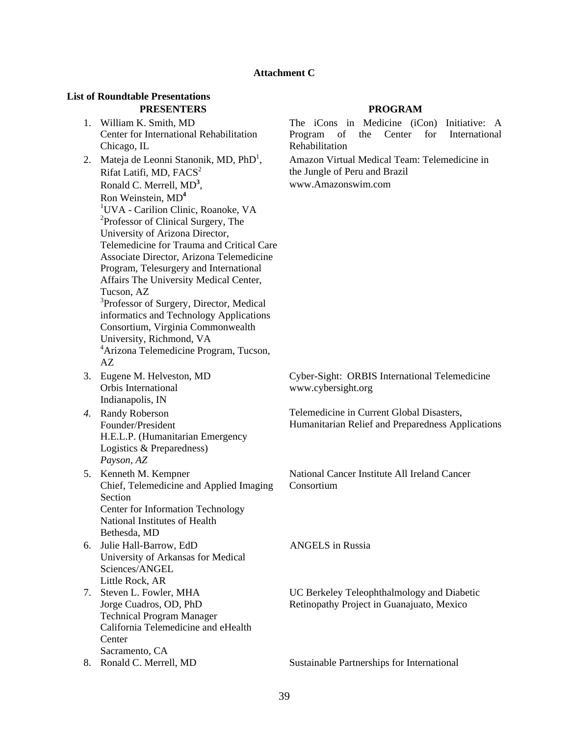**Attachment C**

**List of Roundtable Presentations**

| PRESENTERS | PROGRAM |
|---|---|
| 1. William K. Smith, MD<br>Center for International Rehabilitation<br>Chicago, IL | The iCons in Medicine (iCon) Initiative: A Program of the Center for International Rehabilitation |
| 2. Mateja de Leonni Stanonik, MD, PhD[1], Rifat Latifi, MD, FACS[2]<br>Ronald C. Merrell, MD[3],<br>Ron Weinstein, MD[4]<br>[1]UVA - Carilion Clinic, Roanoke, VA<br>[2]Professor of Clinical Surgery, The University of Arizona Director, Telemedicine for Trauma and Critical Care Associate Director, Arizona Telemedicine Program, Telesurgery and International Affairs The University Medical Center, Tucson, AZ<br>[3]Professor of Surgery, Director, Medical informatics and Technology Applications Consortium, Virginia Commonwealth University, Richmond, VA<br>[4]Arizona Telemedicine Program, Tucson, AZ | Amazon Virtual Medical Team: Telemedicine in the Jungle of Peru and Brazil<br>www.Amazonswim.com |
| 3. Eugene M. Helveston, MD<br>Orbis International<br>Indianapolis, IN | Cyber-Sight: ORBIS International Telemedicine<br>www.cybersight.org |
| *4.* Randy Roberson<br>Founder/President<br>H.E.L.P. (Humanitarian Emergency Logistics & Preparedness)<br>*Payson, AZ* | Telemedicine in Current Global Disasters, Humanitarian Relief and Preparedness Applications |
| 5. Kenneth M. Kempner<br>Chief, Telemedicine and Applied Imaging Section<br>Center for Information Technology<br>National Institutes of Health<br>Bethesda, MD | National Cancer Institute All Ireland Cancer Consortium |
| 6. Julie Hall-Barrow, EdD<br>University of Arkansas for Medical Sciences/ANGEL<br>Little Rock, AR | ANGELS in Russia |
| 7. Steven L. Fowler, MHA<br>Jorge Cuadros, OD, PhD<br>Technical Program Manager<br>California Telemedicine and eHealth Center<br>Sacramento, CA | UC Berkeley Teleophthalmology and Diabetic Retinopathy Project in Guanajuato, Mexico |
| 8. Ronald C. Merrell, MD | Sustainable Partnerships for International |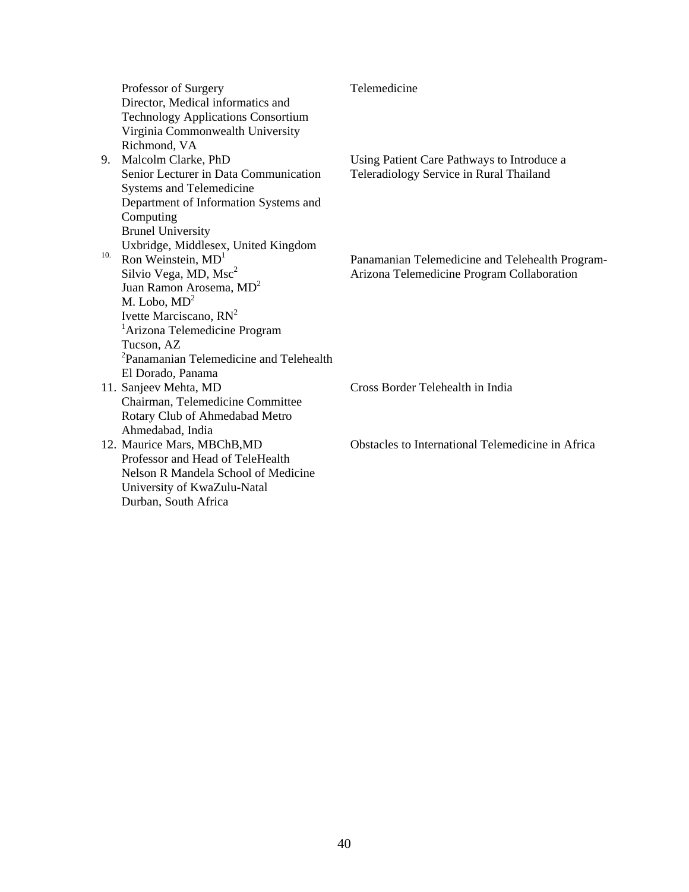| | |
|---|---|
| Professor of Surgery<br>Director, Medical informatics and Technology Applications Consortium<br>Virginia Commonwealth University<br>Richmond, VA | Telemedicine |
| 9. Malcolm Clarke, PhD<br>Senior Lecturer in Data Communication Systems and Telemedicine<br>Department of Information Systems and Computing<br>Brunel University<br>Uxbridge, Middlesex, United Kingdom | Using Patient Care Pathways to Introduce a Teleradiology Service in Rural Thailand |
| 10. Ron Weinstein, MD[1]<br>Silvio Vega, MD, Msc[2]<br>Juan Ramon Arosema, MD[2]<br>M. Lobo, MD[2]<br>Ivette Marciscano, RN[2]<br>[1]Arizona Telemedicine Program<br>Tucson, AZ<br>[2]Panamanian Telemedicine and Telehealth<br>El Dorado, Panama | Panamanian Telemedicine and Telehealth Program-Arizona Telemedicine Program Collaboration |
| 11. Sanjeev Mehta, MD<br>Chairman, Telemedicine Committee<br>Rotary Club of Ahmedabad Metro<br>Ahmedabad, India | Cross Border Telehealth in India |
| 12. Maurice Mars, MBChB,MD<br>Professor and Head of TeleHealth<br>Nelson R Mandela School of Medicine<br>University of KwaZulu-Natal<br>Durban, South Africa | Obstacles to International Telemedicine in Africa |